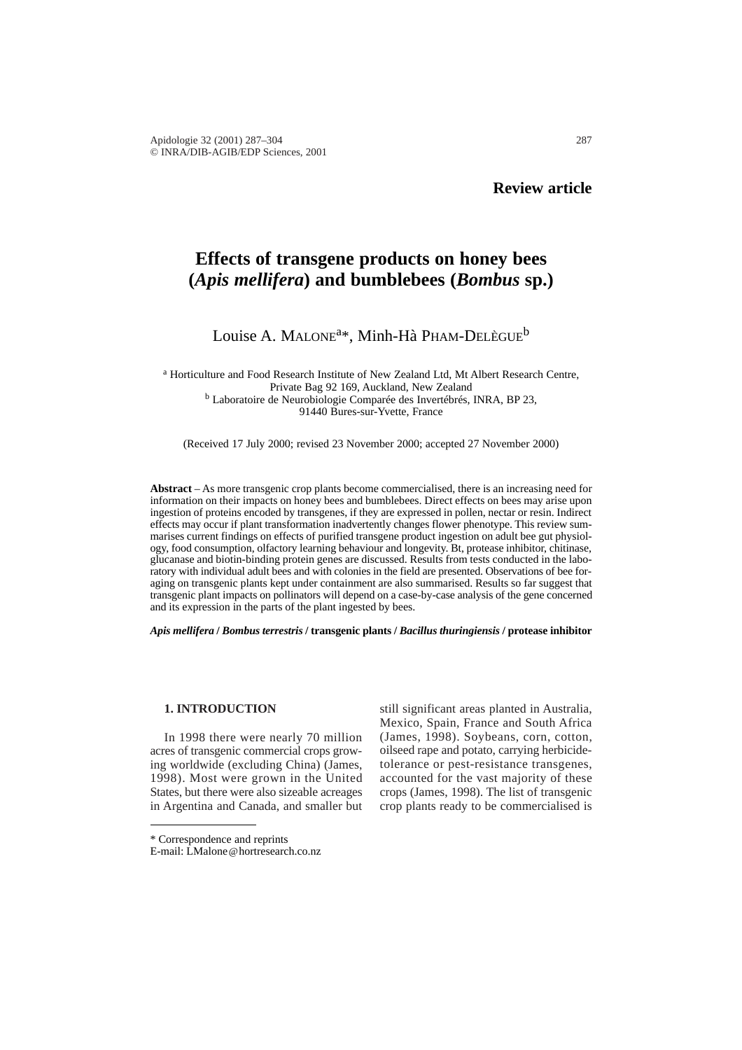**Review article**

# Effects of transgene products on honey bees (*Apis mellifera*) and bumblebees (*Bombus* sp.)

Louise A. MALONE[a]*, Minh-Hà PHAM-DELÈGUE[b]

[a] Horticulture and Food Research Institute of New Zealand Ltd, Mt Albert Research Centre, Private Bag 92 169, Auckland, New Zealand
[b] Laboratoire de Neurobiologie Comparée des Invertébrés, INRA, BP 23, 91440 Bures-sur-Yvette, France

(Received 17 July 2000; revised 23 November 2000; accepted 27 November 2000)

**Abstract** – As more transgenic crop plants become commercialised, there is an increasing need for information on their impacts on honey bees and bumblebees. Direct effects on bees may arise upon ingestion of proteins encoded by transgenes, if they are expressed in pollen, nectar or resin. Indirect effects may occur if plant transformation inadvertently changes flower phenotype. This review summarises current findings on effects of purified transgene product ingestion on adult bee gut physiology, food consumption, olfactory learning behaviour and longevity. Bt, protease inhibitor, chitinase, glucanase and biotin-binding protein genes are discussed. Results from tests conducted in the laboratory with individual adult bees and with colonies in the field are presented. Observations of bee foraging on transgenic plants kept under containment are also summarised. Results so far suggest that transgenic plant impacts on pollinators will depend on a case-by-case analysis of the gene concerned and its expression in the parts of the plant ingested by bees.

***Apis mellifera* / *Bombus terrestris* / transgenic plants / *Bacillus thuringiensis* / protease inhibitor**

## 1. INTRODUCTION

In 1998 there were nearly 70 million acres of transgenic commercial crops growing worldwide (excluding China) (James, 1998). Most were grown in the United States, but there were also sizeable acreages in Argentina and Canada, and smaller but still significant areas planted in Australia, Mexico, Spain, France and South Africa (James, 1998). Soybeans, corn, cotton, oilseed rape and potato, carrying herbicide-tolerance or pest-resistance transgenes, accounted for the vast majority of these crops (James, 1998). The list of transgenic crop plants ready to be commercialised is

* Correspondence and reprints
E-mail: LMalone@hortresearch.co.nz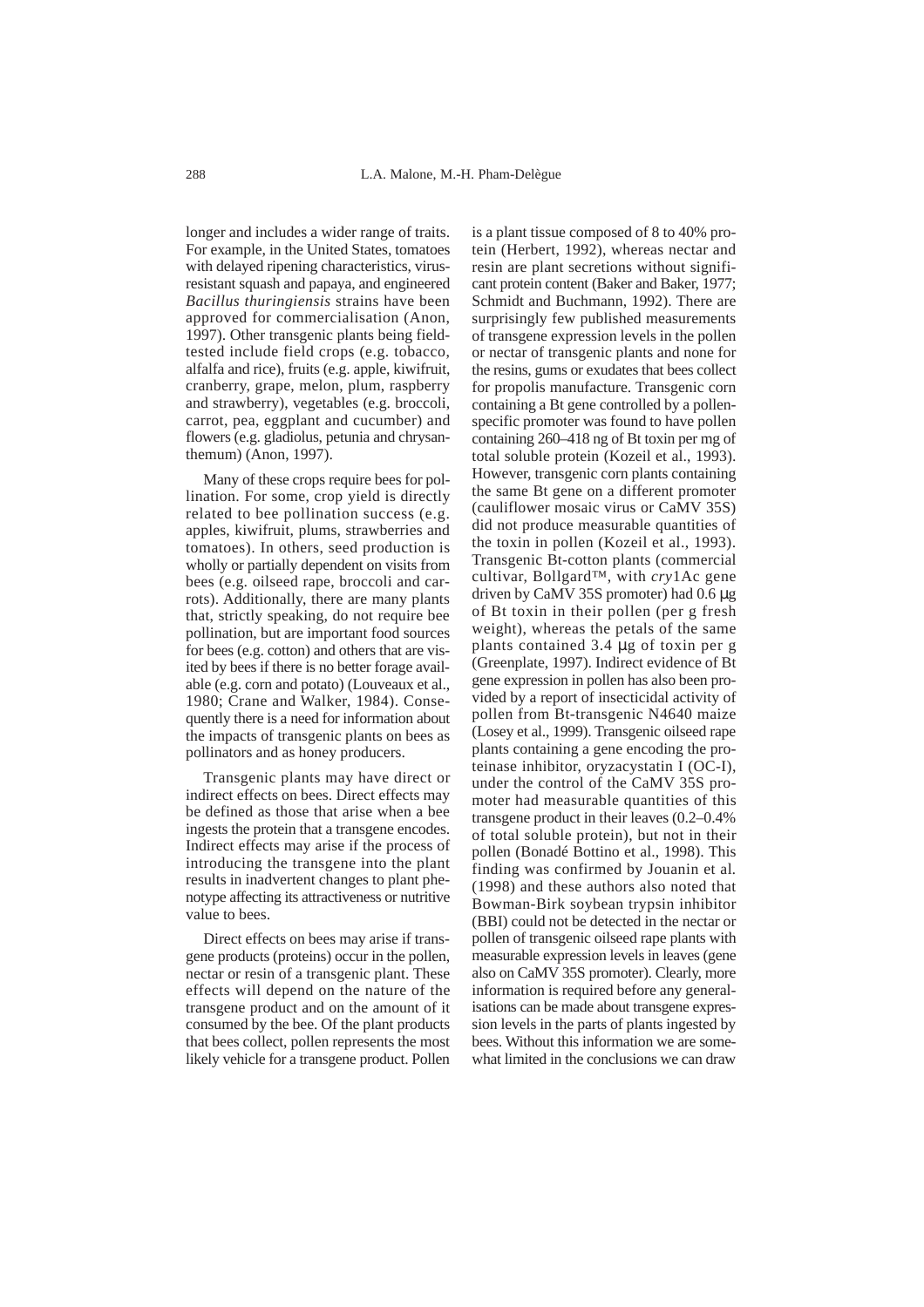longer and includes a wider range of traits. For example, in the United States, tomatoes with delayed ripening characteristics, virus-resistant squash and papaya, and engineered *Bacillus thuringiensis* strains have been approved for commercialisation (Anon, 1997). Other transgenic plants being field-tested include field crops (e.g. tobacco, alfalfa and rice), fruits (e.g. apple, kiwifruit, cranberry, grape, melon, plum, raspberry and strawberry), vegetables (e.g. broccoli, carrot, pea, eggplant and cucumber) and flowers (e.g. gladiolus, petunia and chrysanthemum) (Anon, 1997).

Many of these crops require bees for pollination. For some, crop yield is directly related to bee pollination success (e.g. apples, kiwifruit, plums, strawberries and tomatoes). In others, seed production is wholly or partially dependent on visits from bees (e.g. oilseed rape, broccoli and carrots). Additionally, there are many plants that, strictly speaking, do not require bee pollination, but are important food sources for bees (e.g. cotton) and others that are visited by bees if there is no better forage available (e.g. corn and potato) (Louveaux et al., 1980; Crane and Walker, 1984). Consequently there is a need for information about the impacts of transgenic plants on bees as pollinators and as honey producers.

Transgenic plants may have direct or indirect effects on bees. Direct effects may be defined as those that arise when a bee ingests the protein that a transgene encodes. Indirect effects may arise if the process of introducing the transgene into the plant results in inadvertent changes to plant phenotype affecting its attractiveness or nutritive value to bees.

Direct effects on bees may arise if transgene products (proteins) occur in the pollen, nectar or resin of a transgenic plant. These effects will depend on the nature of the transgene product and on the amount of it consumed by the bee. Of the plant products that bees collect, pollen represents the most likely vehicle for a transgene product. Pollen is a plant tissue composed of 8 to 40% protein (Herbert, 1992), whereas nectar and resin are plant secretions without significant protein content (Baker and Baker, 1977; Schmidt and Buchmann, 1992). There are surprisingly few published measurements of transgene expression levels in the pollen or nectar of transgenic plants and none for the resins, gums or exudates that bees collect for propolis manufacture. Transgenic corn containing a Bt gene controlled by a pollen-specific promoter was found to have pollen containing 260–418 ng of Bt toxin per mg of total soluble protein (Kozeil et al., 1993). However, transgenic corn plants containing the same Bt gene on a different promoter (cauliflower mosaic virus or CaMV 35S) did not produce measurable quantities of the toxin in pollen (Kozeil et al., 1993). Transgenic Bt-cotton plants (commercial cultivar, Bollgard™, with *cry*1Ac gene driven by CaMV 35S promoter) had 0.6 μg of Bt toxin in their pollen (per g fresh weight), whereas the petals of the same plants contained 3.4 μg of toxin per g (Greenplate, 1997). Indirect evidence of Bt gene expression in pollen has also been provided by a report of insecticidal activity of pollen from Bt-transgenic N4640 maize (Losey et al., 1999). Transgenic oilseed rape plants containing a gene encoding the proteinase inhibitor, oryzacystatin I (OC-I), under the control of the CaMV 35S promoter had measurable quantities of this transgene product in their leaves (0.2–0.4% of total soluble protein), but not in their pollen (Bonadé Bottino et al., 1998). This finding was confirmed by Jouanin et al. (1998) and these authors also noted that Bowman-Birk soybean trypsin inhibitor (BBI) could not be detected in the nectar or pollen of transgenic oilseed rape plants with measurable expression levels in leaves (gene also on CaMV 35S promoter). Clearly, more information is required before any generalisations can be made about transgene expression levels in the parts of plants ingested by bees. Without this information we are somewhat limited in the conclusions we can draw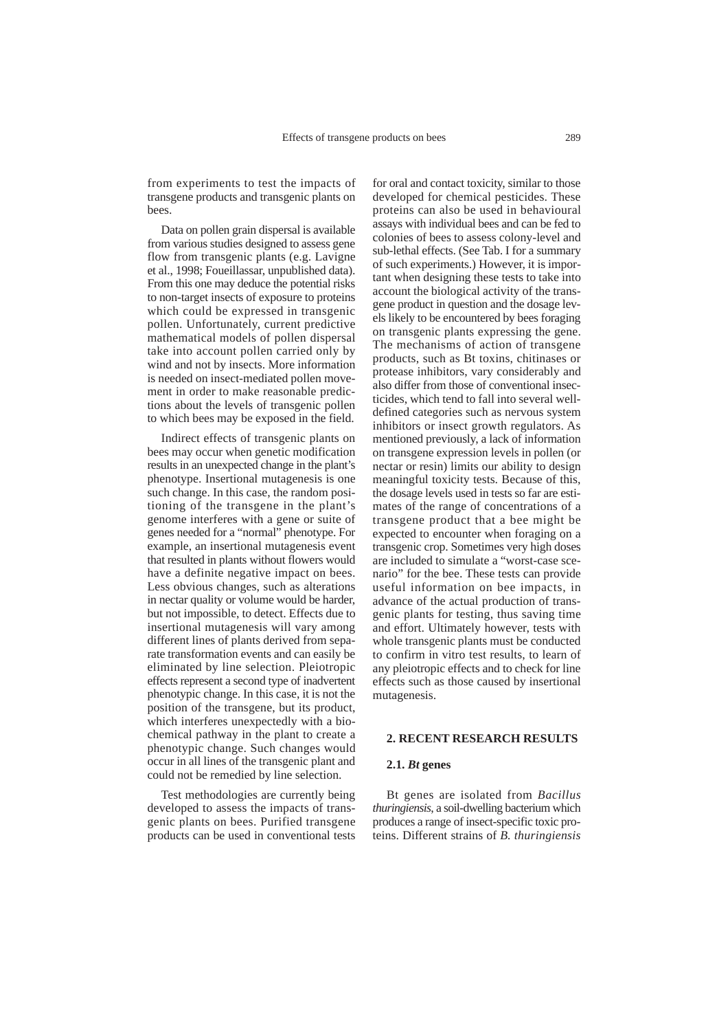from experiments to test the impacts of transgene products and transgenic plants on bees.

Data on pollen grain dispersal is available from various studies designed to assess gene flow from transgenic plants (e.g. Lavigne et al., 1998; Foueillassar, unpublished data). From this one may deduce the potential risks to non-target insects of exposure to proteins which could be expressed in transgenic pollen. Unfortunately, current predictive mathematical models of pollen dispersal take into account pollen carried only by wind and not by insects. More information is needed on insect-mediated pollen movement in order to make reasonable predictions about the levels of transgenic pollen to which bees may be exposed in the field.

Indirect effects of transgenic plants on bees may occur when genetic modification results in an unexpected change in the plant's phenotype. Insertional mutagenesis is one such change. In this case, the random positioning of the transgene in the plant's genome interferes with a gene or suite of genes needed for a "normal" phenotype. For example, an insertional mutagenesis event that resulted in plants without flowers would have a definite negative impact on bees. Less obvious changes, such as alterations in nectar quality or volume would be harder, but not impossible, to detect. Effects due to insertional mutagenesis will vary among different lines of plants derived from separate transformation events and can easily be eliminated by line selection. Pleiotropic effects represent a second type of inadvertent phenotypic change. In this case, it is not the position of the transgene, but its product, which interferes unexpectedly with a biochemical pathway in the plant to create a phenotypic change. Such changes would occur in all lines of the transgenic plant and could not be remedied by line selection.

Test methodologies are currently being developed to assess the impacts of transgenic plants on bees. Purified transgene products can be used in conventional tests for oral and contact toxicity, similar to those developed for chemical pesticides. These proteins can also be used in behavioural assays with individual bees and can be fed to colonies of bees to assess colony-level and sub-lethal effects. (See Tab. I for a summary of such experiments.) However, it is important when designing these tests to take into account the biological activity of the transgene product in question and the dosage levels likely to be encountered by bees foraging on transgenic plants expressing the gene. The mechanisms of action of transgene products, such as Bt toxins, chitinases or protease inhibitors, vary considerably and also differ from those of conventional insecticides, which tend to fall into several well-defined categories such as nervous system inhibitors or insect growth regulators. As mentioned previously, a lack of information on transgene expression levels in pollen (or nectar or resin) limits our ability to design meaningful toxicity tests. Because of this, the dosage levels used in tests so far are estimates of the range of concentrations of a transgene product that a bee might be expected to encounter when foraging on a transgenic crop. Sometimes very high doses are included to simulate a "worst-case scenario" for the bee. These tests can provide useful information on bee impacts, in advance of the actual production of transgenic plants for testing, thus saving time and effort. Ultimately however, tests with whole transgenic plants must be conducted to confirm in vitro test results, to learn of any pleiotropic effects and to check for line effects such as those caused by insertional mutagenesis.

## 2. RECENT RESEARCH RESULTS

### 2.1. *Bt* genes

Bt genes are isolated from *Bacillus thuringiensis*, a soil-dwelling bacterium which produces a range of insect-specific toxic proteins. Different strains of *B. thuringiensis*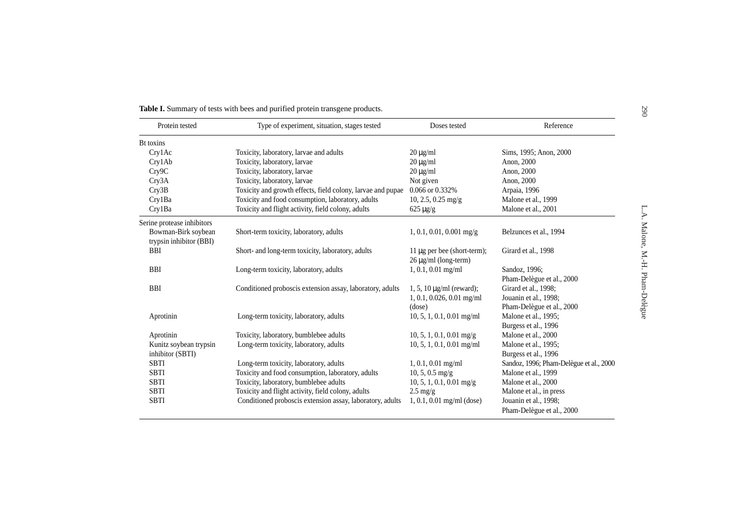**Table I.** Summary of tests with bees and purified protein transgene products.

| Protein tested | Type of experiment, situation, stages tested | Doses tested | Reference |
|---|---|---|---|
| Bt toxins | | | |
| Cry1Ac | Toxicity, laboratory, larvae and adults | 20 μg/ml | Sims, 1995; Anon, 2000 |
| Cry1Ab | Toxicity, laboratory, larvae | 20 μg/ml | Anon, 2000 |
| Cry9C | Toxicity, laboratory, larvae | 20 μg/ml | Anon, 2000 |
| Cry3A | Toxicity, laboratory, larvae | Not given | Anon, 2000 |
| Cry3B | Toxicity and growth effects, field colony, larvae and pupae | 0.066 or 0.332% | Arpaia, 1996 |
| Cry1Ba | Toxicity and food consumption, laboratory, adults | 10, 2.5, 0.25 mg/g | Malone et al., 1999 |
| Cry1Ba | Toxicity and flight activity, field colony, adults | 625 μg/g | Malone et al., 2001 |
| Serine protease inhibitors | | | |
| Bowman-Birk soybean trypsin inhibitor (BBI) | Short-term toxicity, laboratory, adults | 1, 0.1, 0.01, 0.001 mg/g | Belzunces et al., 1994 |
| BBI | Short- and long-term toxicity, laboratory, adults | 11 μg per bee (short-term); 26 μg/ml (long-term) | Girard et al., 1998 |
| BBI | Long-term toxicity, laboratory, adults | 1, 0.1, 0.01 mg/ml | Sandoz, 1996; Pham-Delègue et al., 2000 |
| BBI | Conditioned proboscis extension assay, laboratory, adults | 1, 5, 10 μg/ml (reward); 1, 0.1, 0.026, 0.01 mg/ml (dose) | Girard et al., 1998; Jouanin et al., 1998; Pham-Delègue et al., 2000 |
| Aprotinin | Long-term toxicity, laboratory, adults | 10, 5, 1, 0.1, 0.01 mg/ml | Malone et al., 1995; Burgess et al., 1996 |
| Aprotinin | Toxicity, laboratory, bumblebee adults | 10, 5, 1, 0.1, 0.01 mg/g | Malone et al., 2000 |
| Kunitz soybean trypsin inhibitor (SBTI) | Long-term toxicity, laboratory, adults | 10, 5, 1, 0.1, 0.01 mg/ml | Malone et al., 1995; Burgess et al., 1996 |
| SBTI | Long-term toxicity, laboratory, adults | 1, 0.1, 0.01 mg/ml | Sandoz, 1996; Pham-Delègue et al., 2000 |
| SBTI | Toxicity and food consumption, laboratory, adults | 10, 5, 0.5 mg/g | Malone et al., 1999 |
| SBTI | Toxicity, laboratory, bumblebee adults | 10, 5, 1, 0.1, 0.01 mg/g | Malone et al., 2000 |
| SBTI | Toxicity and flight activity, field colony, adults | 2.5 mg/g | Malone et al., in press |
| SBTI | Conditioned proboscis extension assay, laboratory, adults | 1, 0.1, 0.01 mg/ml (dose) | Jouanin et al., 1998; Pham-Delègue et al., 2000 |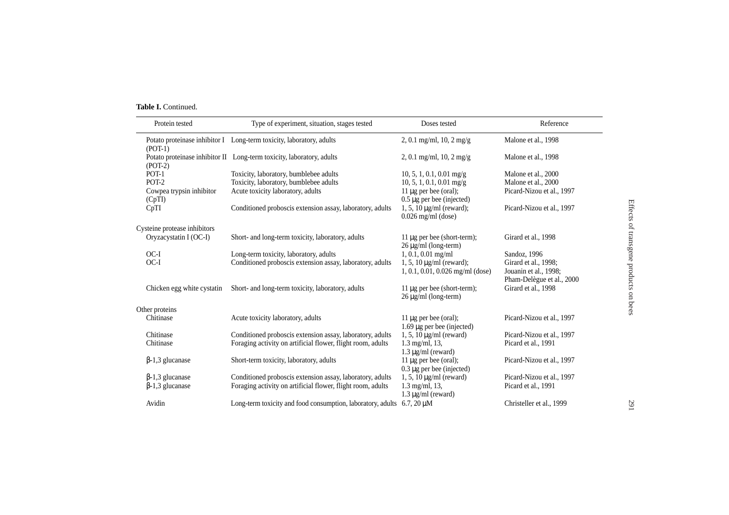**Table I.** Continued.

| Protein tested | Type of experiment, situation, stages tested | Doses tested | Reference |
|---|---|---|---|
| Potato proteinase inhibitor I (POT-1) | Long-term toxicity, laboratory, adults | 2, 0.1 mg/ml, 10, 2 mg/g | Malone et al., 1998 |
| Potato proteinase inhibitor II (POT-2) | Long-term toxicity, laboratory, adults | 2, 0.1 mg/ml, 10, 2 mg/g | Malone et al., 1998 |
| POT-1 | Toxicity, laboratory, bumblebee adults | 10, 5, 1, 0.1, 0.01 mg/g | Malone et al., 2000 |
| POT-2 | Toxicity, laboratory, bumblebee adults | 10, 5, 1, 0.1, 0.01 mg/g | Malone et al., 2000 |
| Cowpea trypsin inhibitor (CpTI) | Acute toxicity laboratory, adults | 11 μg per bee (oral); 0.5 μg per bee (injected) | Picard-Nizou et al., 1997 |
| CpTI | Conditioned proboscis extension assay, laboratory, adults | 1, 5, 10 μg/ml (reward); 0.026 mg/ml (dose) | Picard-Nizou et al., 1997 |
| Cysteine protease inhibitors | | | |
| Oryzacystatin I (OC-I) | Short- and long-term toxicity, laboratory, adults | 11 μg per bee (short-term); 26 μg/ml (long-term) | Girard et al., 1998 |
| OC-I | Long-term toxicity, laboratory, adults | 1, 0.1, 0.01 mg/ml | Sandoz, 1996 |
| OC-I | Conditioned proboscis extension assay, laboratory, adults | 1, 5, 10 μg/ml (reward); 1, 0.1, 0.01, 0.026 mg/ml (dose) | Girard et al., 1998; Jouanin et al., 1998; Pham-Delègue et al., 2000 |
| Chicken egg white cystatin | Short- and long-term toxicity, laboratory, adults | 11 μg per bee (short-term); 26 μg/ml (long-term) | Girard et al., 1998 |
| Other proteins | | | |
| Chitinase | Acute toxicity laboratory, adults | 11 μg per bee (oral); 1.69 μg per bee (injected) | Picard-Nizou et al., 1997 |
| Chitinase | Conditioned proboscis extension assay, laboratory, adults | 1, 5, 10 μg/ml (reward) | Picard-Nizou et al., 1997 |
| Chitinase | Foraging activity on artificial flower, flight room, adults | 1.3 mg/ml, 13, 1.3 μg/ml (reward) | Picard et al., 1991 |
| β-1,3 glucanase | Short-term toxicity, laboratory, adults | 11 μg per bee (oral); 0.3 μg per bee (injected) | Picard-Nizou et al., 1997 |
| β-1,3 glucanase | Conditioned proboscis extension assay, laboratory, adults | 1, 5, 10 μg/ml (reward) | Picard-Nizou et al., 1997 |
| β-1,3 glucanase | Foraging activity on artificial flower, flight room, adults | 1.3 mg/ml, 13, 1.3 μg/ml (reward) | Picard et al., 1991 |
| Avidin | Long-term toxicity and food consumption, laboratory, adults | 6.7, 20 μM | Christeller et al., 1999 |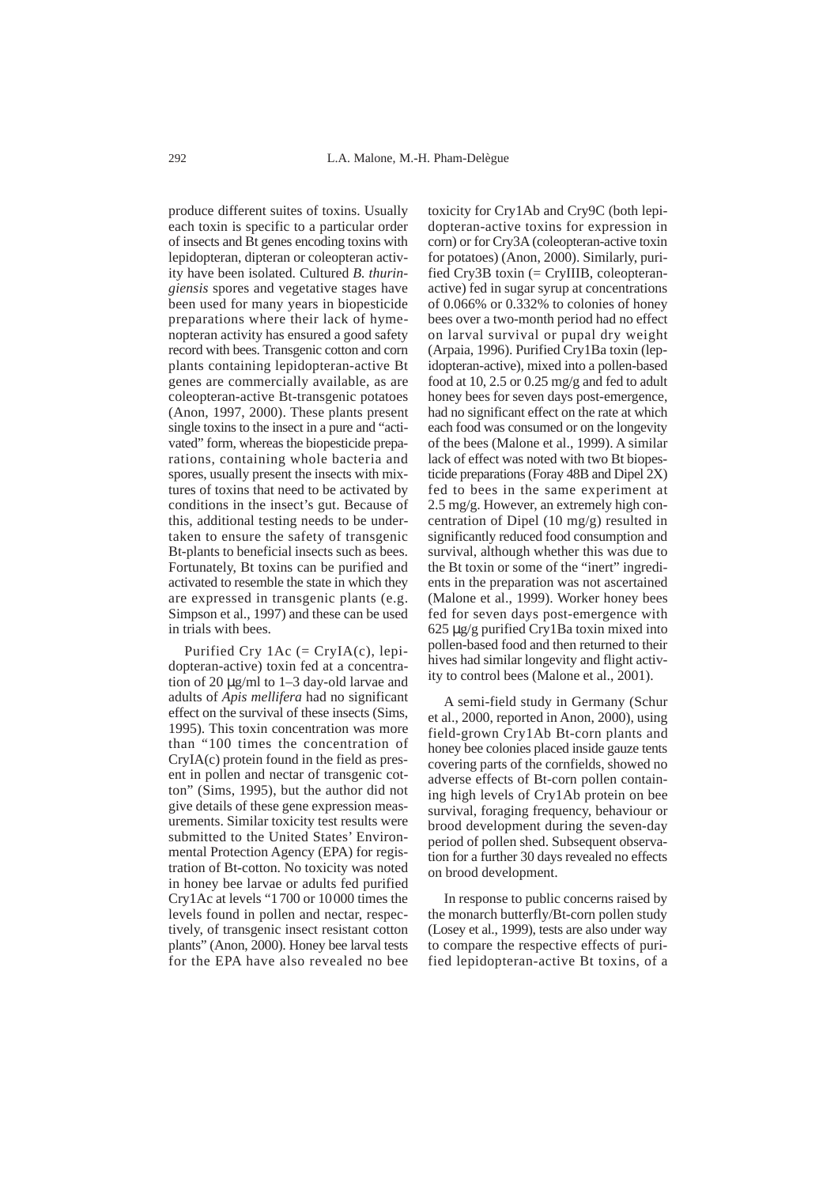produce different suites of toxins. Usually each toxin is specific to a particular order of insects and Bt genes encoding toxins with lepidopteran, dipteran or coleopteran activity have been isolated. Cultured *B. thuringiensis* spores and vegetative stages have been used for many years in biopesticide preparations where their lack of hymenopteran activity has ensured a good safety record with bees. Transgenic cotton and corn plants containing lepidopteran-active Bt genes are commercially available, as are coleopteran-active Bt-transgenic potatoes (Anon, 1997, 2000). These plants present single toxins to the insect in a pure and "activated" form, whereas the biopesticide preparations, containing whole bacteria and spores, usually present the insects with mixtures of toxins that need to be activated by conditions in the insect's gut. Because of this, additional testing needs to be undertaken to ensure the safety of transgenic Bt-plants to beneficial insects such as bees. Fortunately, Bt toxins can be purified and activated to resemble the state in which they are expressed in transgenic plants (e.g. Simpson et al., 1997) and these can be used in trials with bees.

Purified Cry 1Ac (= CryIA(c), lepidopteran-active) toxin fed at a concentration of 20 μg/ml to 1–3 day-old larvae and adults of *Apis mellifera* had no significant effect on the survival of these insects (Sims, 1995). This toxin concentration was more than "100 times the concentration of CryIA(c) protein found in the field as present in pollen and nectar of transgenic cotton" (Sims, 1995), but the author did not give details of these gene expression measurements. Similar toxicity test results were submitted to the United States' Environmental Protection Agency (EPA) for registration of Bt-cotton. No toxicity was noted in honey bee larvae or adults fed purified Cry1Ac at levels "1700 or 10000 times the levels found in pollen and nectar, respectively, of transgenic insect resistant cotton plants" (Anon, 2000). Honey bee larval tests for the EPA have also revealed no bee toxicity for Cry1Ab and Cry9C (both lepidopteran-active toxins for expression in corn) or for Cry3A (coleopteran-active toxin for potatoes) (Anon, 2000). Similarly, purified Cry3B toxin (= CryIIIB, coleopteran-active) fed in sugar syrup at concentrations of 0.066% or 0.332% to colonies of honey bees over a two-month period had no effect on larval survival or pupal dry weight (Arpaia, 1996). Purified Cry1Ba toxin (lepidopteran-active), mixed into a pollen-based food at 10, 2.5 or 0.25 mg/g and fed to adult honey bees for seven days post-emergence, had no significant effect on the rate at which each food was consumed or on the longevity of the bees (Malone et al., 1999). A similar lack of effect was noted with two Bt biopesticide preparations (Foray 48B and Dipel 2X) fed to bees in the same experiment at 2.5 mg/g. However, an extremely high concentration of Dipel (10 mg/g) resulted in significantly reduced food consumption and survival, although whether this was due to the Bt toxin or some of the "inert" ingredients in the preparation was not ascertained (Malone et al., 1999). Worker honey bees fed for seven days post-emergence with 625 μg/g purified Cry1Ba toxin mixed into pollen-based food and then returned to their hives had similar longevity and flight activity to control bees (Malone et al., 2001).

A semi-field study in Germany (Schur et al., 2000, reported in Anon, 2000), using field-grown Cry1Ab Bt-corn plants and honey bee colonies placed inside gauze tents covering parts of the cornfields, showed no adverse effects of Bt-corn pollen containing high levels of Cry1Ab protein on bee survival, foraging frequency, behaviour or brood development during the seven-day period of pollen shed. Subsequent observation for a further 30 days revealed no effects on brood development.

In response to public concerns raised by the monarch butterfly/Bt-corn pollen study (Losey et al., 1999), tests are also under way to compare the respective effects of purified lepidopteran-active Bt toxins, of a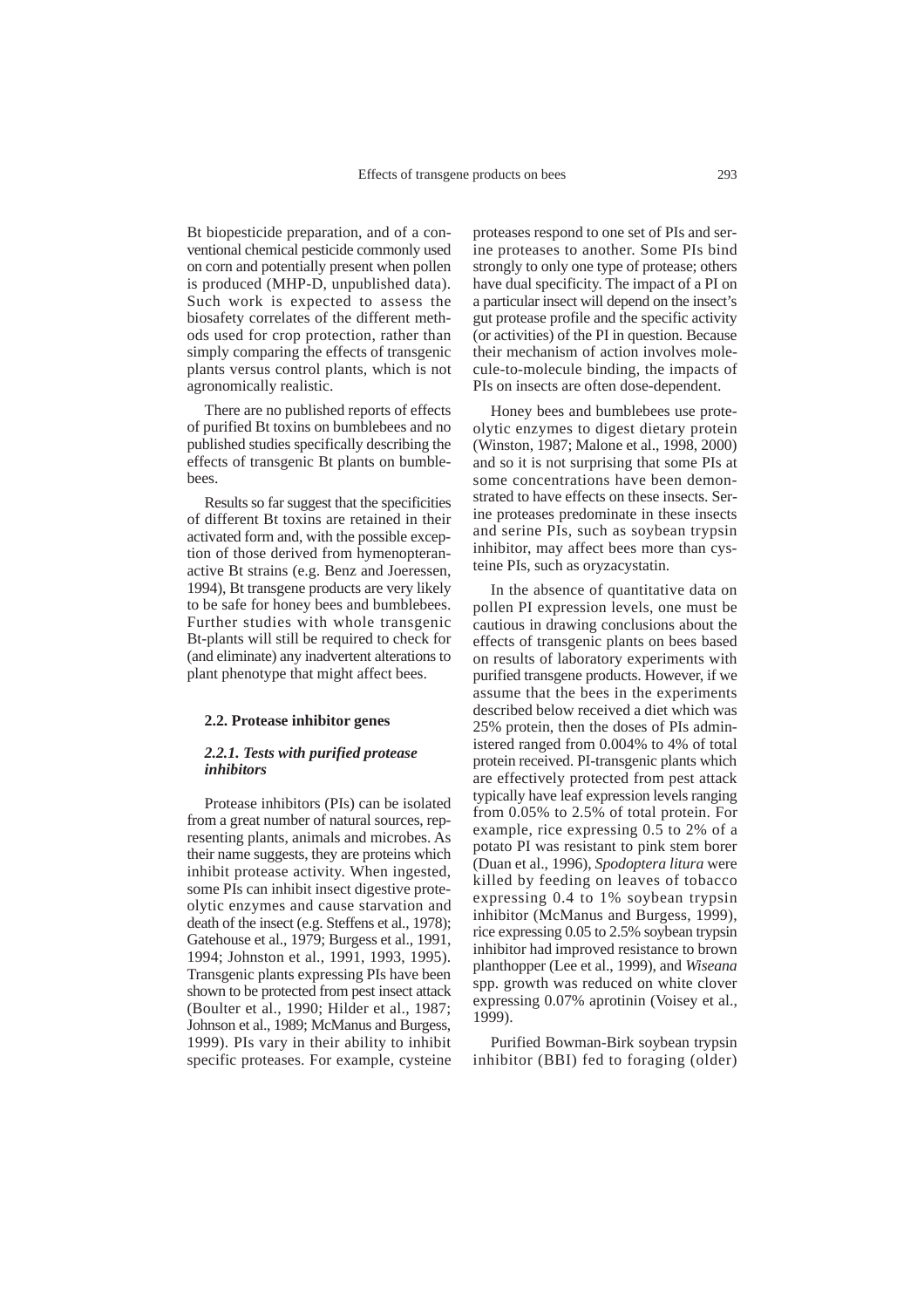Bt biopesticide preparation, and of a conventional chemical pesticide commonly used on corn and potentially present when pollen is produced (MHP-D, unpublished data). Such work is expected to assess the biosafety correlates of the different methods used for crop protection, rather than simply comparing the effects of transgenic plants versus control plants, which is not agronomically realistic.

There are no published reports of effects of purified Bt toxins on bumblebees and no published studies specifically describing the effects of transgenic Bt plants on bumblebees.

Results so far suggest that the specificities of different Bt toxins are retained in their activated form and, with the possible exception of those derived from hymenopteran-active Bt strains (e.g. Benz and Joeressen, 1994), Bt transgene products are very likely to be safe for honey bees and bumblebees. Further studies with whole transgenic Bt-plants will still be required to check for (and eliminate) any inadvertent alterations to plant phenotype that might affect bees.

### 2.2. Protease inhibitor genes

#### *2.2.1. Tests with purified protease inhibitors*

Protease inhibitors (PIs) can be isolated from a great number of natural sources, representing plants, animals and microbes. As their name suggests, they are proteins which inhibit protease activity. When ingested, some PIs can inhibit insect digestive proteolytic enzymes and cause starvation and death of the insect (e.g. Steffens et al., 1978); Gatehouse et al., 1979; Burgess et al., 1991, 1994; Johnston et al., 1991, 1993, 1995). Transgenic plants expressing PIs have been shown to be protected from pest insect attack (Boulter et al., 1990; Hilder et al., 1987; Johnson et al., 1989; McManus and Burgess, 1999). PIs vary in their ability to inhibit specific proteases. For example, cysteine proteases respond to one set of PIs and serine proteases to another. Some PIs bind strongly to only one type of protease; others have dual specificity. The impact of a PI on a particular insect will depend on the insect's gut protease profile and the specific activity (or activities) of the PI in question. Because their mechanism of action involves molecule-to-molecule binding, the impacts of PIs on insects are often dose-dependent.

Honey bees and bumblebees use proteolytic enzymes to digest dietary protein (Winston, 1987; Malone et al., 1998, 2000) and so it is not surprising that some PIs at some concentrations have been demonstrated to have effects on these insects. Serine proteases predominate in these insects and serine PIs, such as soybean trypsin inhibitor, may affect bees more than cysteine PIs, such as oryzacystatin.

In the absence of quantitative data on pollen PI expression levels, one must be cautious in drawing conclusions about the effects of transgenic plants on bees based on results of laboratory experiments with purified transgene products. However, if we assume that the bees in the experiments described below received a diet which was 25% protein, then the doses of PIs administered ranged from 0.004% to 4% of total protein received. PI-transgenic plants which are effectively protected from pest attack typically have leaf expression levels ranging from 0.05% to 2.5% of total protein. For example, rice expressing 0.5 to 2% of a potato PI was resistant to pink stem borer (Duan et al., 1996), *Spodoptera litura* were killed by feeding on leaves of tobacco expressing 0.4 to 1% soybean trypsin inhibitor (McManus and Burgess, 1999), rice expressing 0.05 to 2.5% soybean trypsin inhibitor had improved resistance to brown planthopper (Lee et al., 1999), and *Wiseana* spp. growth was reduced on white clover expressing 0.07% aprotinin (Voisey et al., 1999).

Purified Bowman-Birk soybean trypsin inhibitor (BBI) fed to foraging (older)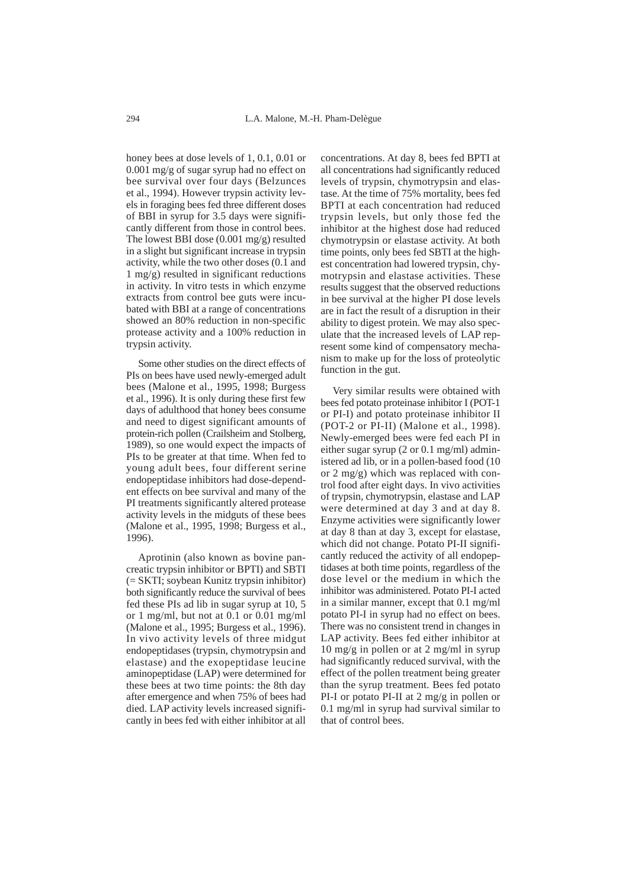honey bees at dose levels of 1, 0.1, 0.01 or 0.001 mg/g of sugar syrup had no effect on bee survival over four days (Belzunces et al., 1994). However trypsin activity levels in foraging bees fed three different doses of BBI in syrup for 3.5 days were significantly different from those in control bees. The lowest BBI dose (0.001 mg/g) resulted in a slight but significant increase in trypsin activity, while the two other doses (0.1 and 1 mg/g) resulted in significant reductions in activity. In vitro tests in which enzyme extracts from control bee guts were incubated with BBI at a range of concentrations showed an 80% reduction in non-specific protease activity and a 100% reduction in trypsin activity.

Some other studies on the direct effects of PIs on bees have used newly-emerged adult bees (Malone et al., 1995, 1998; Burgess et al., 1996). It is only during these first few days of adulthood that honey bees consume and need to digest significant amounts of protein-rich pollen (Crailsheim and Stolberg, 1989), so one would expect the impacts of PIs to be greater at that time. When fed to young adult bees, four different serine endopeptidase inhibitors had dose-dependent effects on bee survival and many of the PI treatments significantly altered protease activity levels in the midguts of these bees (Malone et al., 1995, 1998; Burgess et al., 1996).

Aprotinin (also known as bovine pancreatic trypsin inhibitor or BPTI) and SBTI (= SKTI; soybean Kunitz trypsin inhibitor) both significantly reduce the survival of bees fed these PIs ad lib in sugar syrup at 10, 5 or 1 mg/ml, but not at 0.1 or 0.01 mg/ml (Malone et al., 1995; Burgess et al., 1996). In vivo activity levels of three midgut endopeptidases (trypsin, chymotrypsin and elastase) and the exopeptidase leucine aminopeptidase (LAP) were determined for these bees at two time points: the 8th day after emergence and when 75% of bees had died. LAP activity levels increased significantly in bees fed with either inhibitor at all concentrations. At day 8, bees fed BPTI at all concentrations had significantly reduced levels of trypsin, chymotrypsin and elastase. At the time of 75% mortality, bees fed BPTI at each concentration had reduced trypsin levels, but only those fed the inhibitor at the highest dose had reduced chymotrypsin or elastase activity. At both time points, only bees fed SBTI at the highest concentration had lowered trypsin, chymotrypsin and elastase activities. These results suggest that the observed reductions in bee survival at the higher PI dose levels are in fact the result of a disruption in their ability to digest protein. We may also speculate that the increased levels of LAP represent some kind of compensatory mechanism to make up for the loss of proteolytic function in the gut.

Very similar results were obtained with bees fed potato proteinase inhibitor I (POT-1 or PI-I) and potato proteinase inhibitor II (POT-2 or PI-II) (Malone et al., 1998). Newly-emerged bees were fed each PI in either sugar syrup (2 or 0.1 mg/ml) administered ad lib, or in a pollen-based food (10 or 2 mg/g) which was replaced with control food after eight days. In vivo activities of trypsin, chymotrypsin, elastase and LAP were determined at day 3 and at day 8. Enzyme activities were significantly lower at day 8 than at day 3, except for elastase, which did not change. Potato PI-II significantly reduced the activity of all endopeptidases at both time points, regardless of the dose level or the medium in which the inhibitor was administered. Potato PI-I acted in a similar manner, except that 0.1 mg/ml potato PI-I in syrup had no effect on bees. There was no consistent trend in changes in LAP activity. Bees fed either inhibitor at 10 mg/g in pollen or at 2 mg/ml in syrup had significantly reduced survival, with the effect of the pollen treatment being greater than the syrup treatment. Bees fed potato PI-I or potato PI-II at 2 mg/g in pollen or 0.1 mg/ml in syrup had survival similar to that of control bees.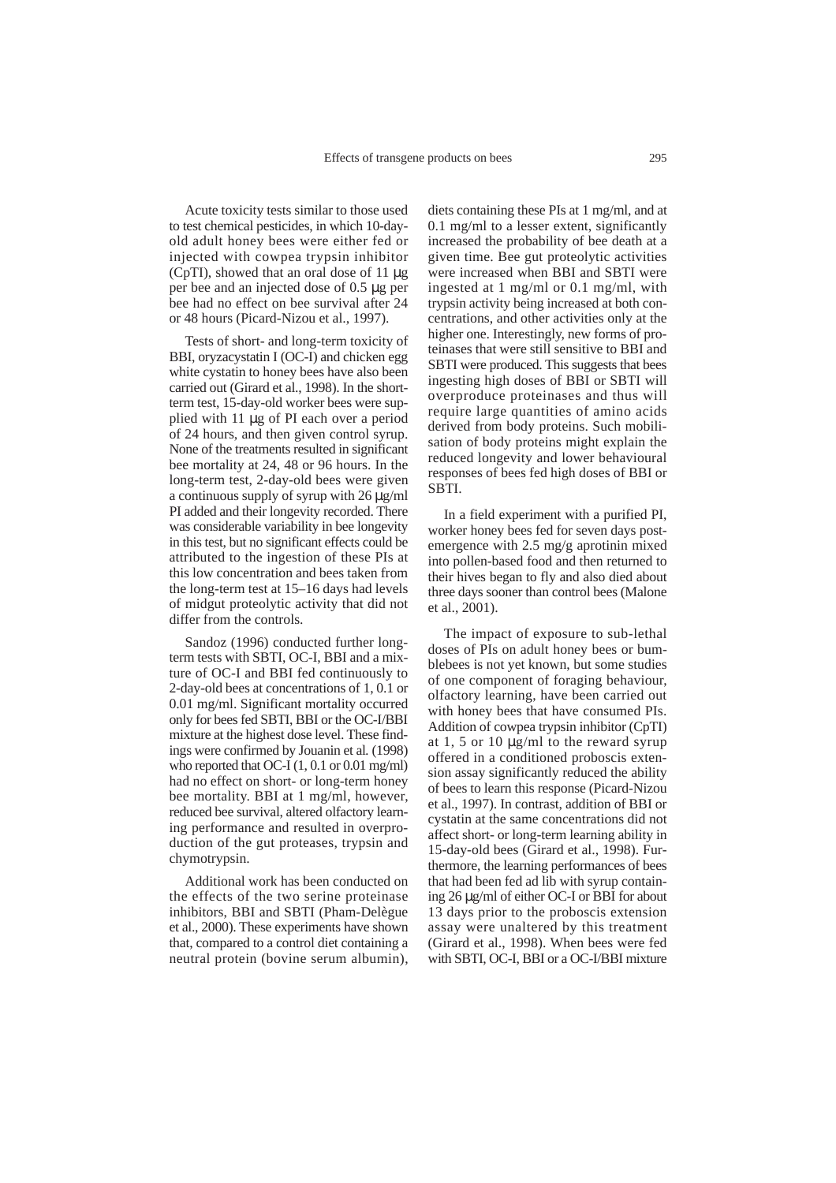Acute toxicity tests similar to those used to test chemical pesticides, in which 10-day-old adult honey bees were either fed or injected with cowpea trypsin inhibitor (CpTI), showed that an oral dose of 11 μg per bee and an injected dose of 0.5 μg per bee had no effect on bee survival after 24 or 48 hours (Picard-Nizou et al., 1997).

Tests of short- and long-term toxicity of BBI, oryzacystatin I (OC-I) and chicken egg white cystatin to honey bees have also been carried out (Girard et al., 1998). In the short-term test, 15-day-old worker bees were supplied with 11 μg of PI each over a period of 24 hours, and then given control syrup. None of the treatments resulted in significant bee mortality at 24, 48 or 96 hours. In the long-term test, 2-day-old bees were given a continuous supply of syrup with 26 μg/ml PI added and their longevity recorded. There was considerable variability in bee longevity in this test, but no significant effects could be attributed to the ingestion of these PIs at this low concentration and bees taken from the long-term test at 15–16 days had levels of midgut proteolytic activity that did not differ from the controls.

Sandoz (1996) conducted further long-term tests with SBTI, OC-I, BBI and a mixture of OC-I and BBI fed continuously to 2-day-old bees at concentrations of 1, 0.1 or 0.01 mg/ml. Significant mortality occurred only for bees fed SBTI, BBI or the OC-I/BBI mixture at the highest dose level. These findings were confirmed by Jouanin et al. (1998) who reported that OC-I (1, 0.1 or 0.01 mg/ml) had no effect on short- or long-term honey bee mortality. BBI at 1 mg/ml, however, reduced bee survival, altered olfactory learning performance and resulted in overproduction of the gut proteases, trypsin and chymotrypsin.

Additional work has been conducted on the effects of the two serine proteinase inhibitors, BBI and SBTI (Pham-Delègue et al., 2000). These experiments have shown that, compared to a control diet containing a neutral protein (bovine serum albumin), diets containing these PIs at 1 mg/ml, and at 0.1 mg/ml to a lesser extent, significantly increased the probability of bee death at a given time. Bee gut proteolytic activities were increased when BBI and SBTI were ingested at 1 mg/ml or 0.1 mg/ml, with trypsin activity being increased at both concentrations, and other activities only at the higher one. Interestingly, new forms of proteinases that were still sensitive to BBI and SBTI were produced. This suggests that bees ingesting high doses of BBI or SBTI will overproduce proteinases and thus will require large quantities of amino acids derived from body proteins. Such mobilisation of body proteins might explain the reduced longevity and lower behavioural responses of bees fed high doses of BBI or SBTI.

In a field experiment with a purified PI, worker honey bees fed for seven days post-emergence with 2.5 mg/g aprotinin mixed into pollen-based food and then returned to their hives began to fly and also died about three days sooner than control bees (Malone et al., 2001).

The impact of exposure to sub-lethal doses of PIs on adult honey bees or bumblebees is not yet known, but some studies of one component of foraging behaviour, olfactory learning, have been carried out with honey bees that have consumed PIs. Addition of cowpea trypsin inhibitor (CpTI) at 1, 5 or 10 μg/ml to the reward syrup offered in a conditioned proboscis extension assay significantly reduced the ability of bees to learn this response (Picard-Nizou et al., 1997). In contrast, addition of BBI or cystatin at the same concentrations did not affect short- or long-term learning ability in 15-day-old bees (Girard et al., 1998). Furthermore, the learning performances of bees that had been fed ad lib with syrup containing 26 μg/ml of either OC-I or BBI for about 13 days prior to the proboscis extension assay were unaltered by this treatment (Girard et al., 1998). When bees were fed with SBTI, OC-I, BBI or a OC-I/BBI mixture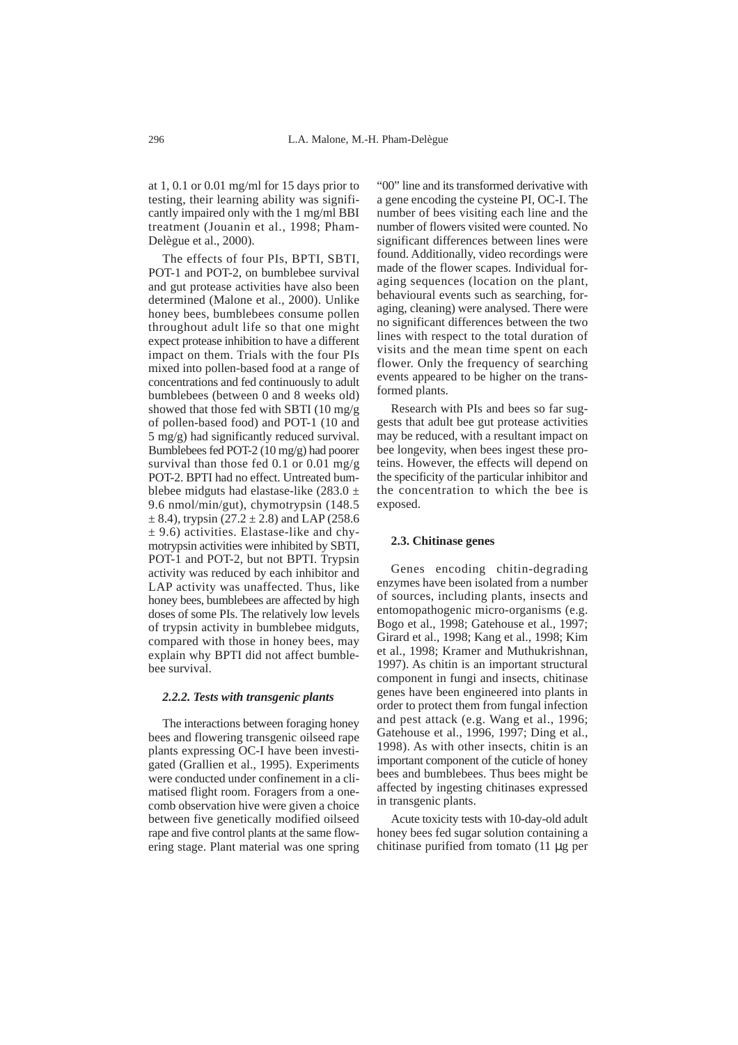at 1, 0.1 or 0.01 mg/ml for 15 days prior to testing, their learning ability was significantly impaired only with the 1 mg/ml BBI treatment (Jouanin et al., 1998; Pham-Delègue et al., 2000).

The effects of four PIs, BPTI, SBTI, POT-1 and POT-2, on bumblebee survival and gut protease activities have also been determined (Malone et al., 2000). Unlike honey bees, bumblebees consume pollen throughout adult life so that one might expect protease inhibition to have a different impact on them. Trials with the four PIs mixed into pollen-based food at a range of concentrations and fed continuously to adult bumblebees (between 0 and 8 weeks old) showed that those fed with SBTI (10 mg/g of pollen-based food) and POT-1 (10 and 5 mg/g) had significantly reduced survival. Bumblebees fed POT-2 (10 mg/g) had poorer survival than those fed 0.1 or 0.01 mg/g POT-2. BPTI had no effect. Untreated bumblebee midguts had elastase-like (283.0 ± 9.6 nmol/min/gut), chymotrypsin (148.5 ± 8.4), trypsin (27.2 ± 2.8) and LAP (258.6 ± 9.6) activities. Elastase-like and chymotrypsin activities were inhibited by SBTI, POT-1 and POT-2, but not BPTI. Trypsin activity was reduced by each inhibitor and LAP activity was unaffected. Thus, like honey bees, bumblebees are affected by high doses of some PIs. The relatively low levels of trypsin activity in bumblebee midguts, compared with those in honey bees, may explain why BPTI did not affect bumblebee survival.

#### *2.2.2. Tests with transgenic plants*

The interactions between foraging honey bees and flowering transgenic oilseed rape plants expressing OC-I have been investigated (Grallien et al., 1995). Experiments were conducted under confinement in a climatised flight room. Foragers from a one-comb observation hive were given a choice between five genetically modified oilseed rape and five control plants at the same flowering stage. Plant material was one spring "00" line and its transformed derivative with a gene encoding the cysteine PI, OC-I. The number of bees visiting each line and the number of flowers visited were counted. No significant differences between lines were found. Additionally, video recordings were made of the flower scapes. Individual foraging sequences (location on the plant, behavioural events such as searching, foraging, cleaning) were analysed. There were no significant differences between the two lines with respect to the total duration of visits and the mean time spent on each flower. Only the frequency of searching events appeared to be higher on the transformed plants.

Research with PIs and bees so far suggests that adult bee gut protease activities may be reduced, with a resultant impact on bee longevity, when bees ingest these proteins. However, the effects will depend on the specificity of the particular inhibitor and the concentration to which the bee is exposed.

### 2.3. Chitinase genes

Genes encoding chitin-degrading enzymes have been isolated from a number of sources, including plants, insects and entomopathogenic micro-organisms (e.g. Bogo et al., 1998; Gatehouse et al., 1997; Girard et al., 1998; Kang et al., 1998; Kim et al., 1998; Kramer and Muthukrishnan, 1997). As chitin is an important structural component in fungi and insects, chitinase genes have been engineered into plants in order to protect them from fungal infection and pest attack (e.g. Wang et al., 1996; Gatehouse et al., 1996, 1997; Ding et al., 1998). As with other insects, chitin is an important component of the cuticle of honey bees and bumblebees. Thus bees might be affected by ingesting chitinases expressed in transgenic plants.

Acute toxicity tests with 10-day-old adult honey bees fed sugar solution containing a chitinase purified from tomato (11 μg per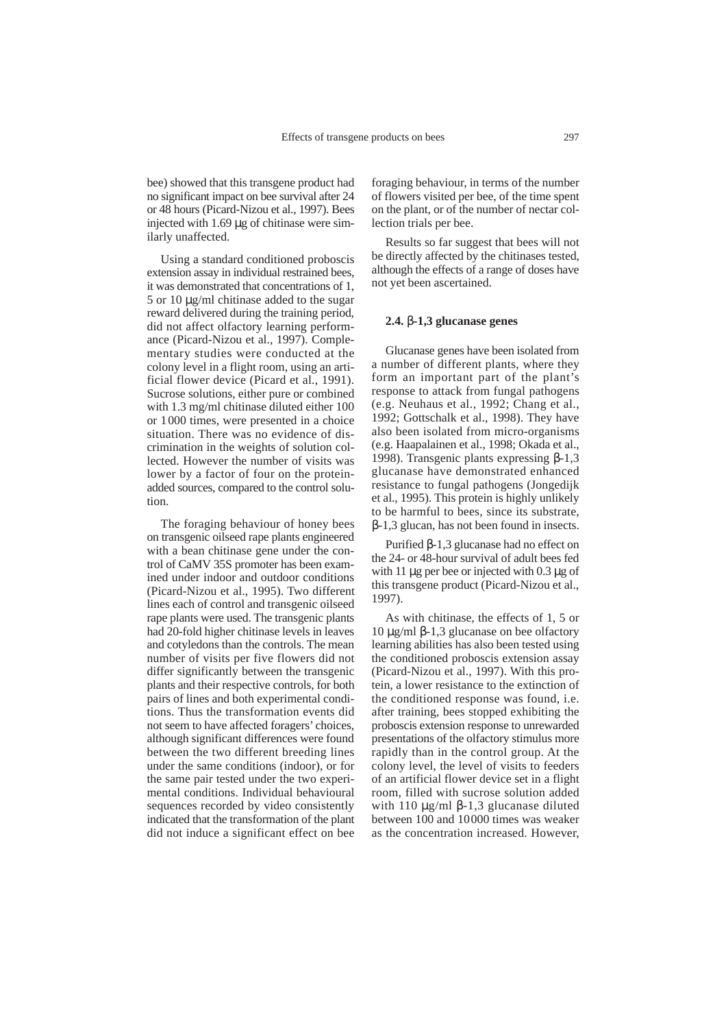bee) showed that this transgene product had no significant impact on bee survival after 24 or 48 hours (Picard-Nizou et al., 1997). Bees injected with 1.69 µg of chitinase were similarly unaffected.

Using a standard conditioned proboscis extension assay in individual restrained bees, it was demonstrated that concentrations of 1, 5 or 10 µg/ml chitinase added to the sugar reward delivered during the training period, did not affect olfactory learning performance (Picard-Nizou et al., 1997). Complementary studies were conducted at the colony level in a flight room, using an artificial flower device (Picard et al., 1991). Sucrose solutions, either pure or combined with 1.3 mg/ml chitinase diluted either 100 or 1000 times, were presented in a choice situation. There was no evidence of discrimination in the weights of solution collected. However the number of visits was lower by a factor of four on the protein-added sources, compared to the control solution.

The foraging behaviour of honey bees on transgenic oilseed rape plants engineered with a bean chitinase gene under the control of CaMV 35S promoter has been examined under indoor and outdoor conditions (Picard-Nizou et al., 1995). Two different lines each of control and transgenic oilseed rape plants were used. The transgenic plants had 20-fold higher chitinase levels in leaves and cotyledons than the controls. The mean number of visits per five flowers did not differ significantly between the transgenic plants and their respective controls, for both pairs of lines and both experimental conditions. Thus the transformation events did not seem to have affected foragers' choices, although significant differences were found between the two different breeding lines under the same conditions (indoor), or for the same pair tested under the two experimental conditions. Individual behavioural sequences recorded by video consistently indicated that the transformation of the plant did not induce a significant effect on bee foraging behaviour, in terms of the number of flowers visited per bee, of the time spent on the plant, or of the number of nectar collection trials per bee.

Results so far suggest that bees will not be directly affected by the chitinases tested, although the effects of a range of doses have not yet been ascertained.

### 2.4. β-1,3 glucanase genes

Glucanase genes have been isolated from a number of different plants, where they form an important part of the plant's response to attack from fungal pathogens (e.g. Neuhaus et al., 1992; Chang et al., 1992; Gottschalk et al., 1998). They have also been isolated from micro-organisms (e.g. Haapalainen et al., 1998; Okada et al., 1998). Transgenic plants expressing β-1,3 glucanase have demonstrated enhanced resistance to fungal pathogens (Jongedijk et al., 1995). This protein is highly unlikely to be harmful to bees, since its substrate, β-1,3 glucan, has not been found in insects.

Purified β-1,3 glucanase had no effect on the 24- or 48-hour survival of adult bees fed with 11 µg per bee or injected with 0.3 µg of this transgene product (Picard-Nizou et al., 1997).

As with chitinase, the effects of 1, 5 or 10 µg/ml β-1,3 glucanase on bee olfactory learning abilities has also been tested using the conditioned proboscis extension assay (Picard-Nizou et al., 1997). With this protein, a lower resistance to the extinction of the conditioned response was found, i.e. after training, bees stopped exhibiting the proboscis extension response to unrewarded presentations of the olfactory stimulus more rapidly than in the control group. At the colony level, the level of visits to feeders of an artificial flower device set in a flight room, filled with sucrose solution added with 110 µg/ml β-1,3 glucanase diluted between 100 and 10000 times was weaker as the concentration increased. However,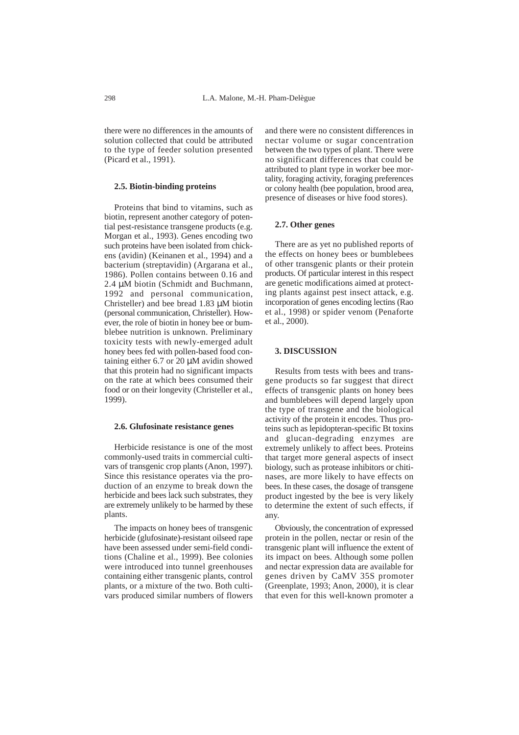there were no differences in the amounts of solution collected that could be attributed to the type of feeder solution presented (Picard et al., 1991).

### 2.5. Biotin-binding proteins

Proteins that bind to vitamins, such as biotin, represent another category of potential pest-resistance transgene products (e.g. Morgan et al., 1993). Genes encoding two such proteins have been isolated from chickens (avidin) (Keinanen et al., 1994) and a bacterium (streptavidin) (Argarana et al., 1986). Pollen contains between 0.16 and 2.4 μM biotin (Schmidt and Buchmann, 1992 and personal communication, Christeller) and bee bread 1.83 μM biotin (personal communication, Christeller). However, the role of biotin in honey bee or bumblebee nutrition is unknown. Preliminary toxicity tests with newly-emerged adult honey bees fed with pollen-based food containing either 6.7 or 20 μM avidin showed that this protein had no significant impacts on the rate at which bees consumed their food or on their longevity (Christeller et al., 1999).

### 2.6. Glufosinate resistance genes

Herbicide resistance is one of the most commonly-used traits in commercial cultivars of transgenic crop plants (Anon, 1997). Since this resistance operates via the production of an enzyme to break down the herbicide and bees lack such substrates, they are extremely unlikely to be harmed by these plants.

The impacts on honey bees of transgenic herbicide (glufosinate)-resistant oilseed rape have been assessed under semi-field conditions (Chaline et al., 1999). Bee colonies were introduced into tunnel greenhouses containing either transgenic plants, control plants, or a mixture of the two. Both cultivars produced similar numbers of flowers and there were no consistent differences in nectar volume or sugar concentration between the two types of plant. There were no significant differences that could be attributed to plant type in worker bee mortality, foraging activity, foraging preferences or colony health (bee population, brood area, presence of diseases or hive food stores).

### 2.7. Other genes

There are as yet no published reports of the effects on honey bees or bumblebees of other transgenic plants or their protein products. Of particular interest in this respect are genetic modifications aimed at protecting plants against pest insect attack, e.g. incorporation of genes encoding lectins (Rao et al., 1998) or spider venom (Penaforte et al., 2000).

## 3. DISCUSSION

Results from tests with bees and transgene products so far suggest that direct effects of transgenic plants on honey bees and bumblebees will depend largely upon the type of transgene and the biological activity of the protein it encodes. Thus proteins such as lepidopteran-specific Bt toxins and glucan-degrading enzymes are extremely unlikely to affect bees. Proteins that target more general aspects of insect biology, such as protease inhibitors or chitinases, are more likely to have effects on bees. In these cases, the dosage of transgene product ingested by the bee is very likely to determine the extent of such effects, if any.

Obviously, the concentration of expressed protein in the pollen, nectar or resin of the transgenic plant will influence the extent of its impact on bees. Although some pollen and nectar expression data are available for genes driven by CaMV 35S promoter (Greenplate, 1993; Anon, 2000), it is clear that even for this well-known promoter a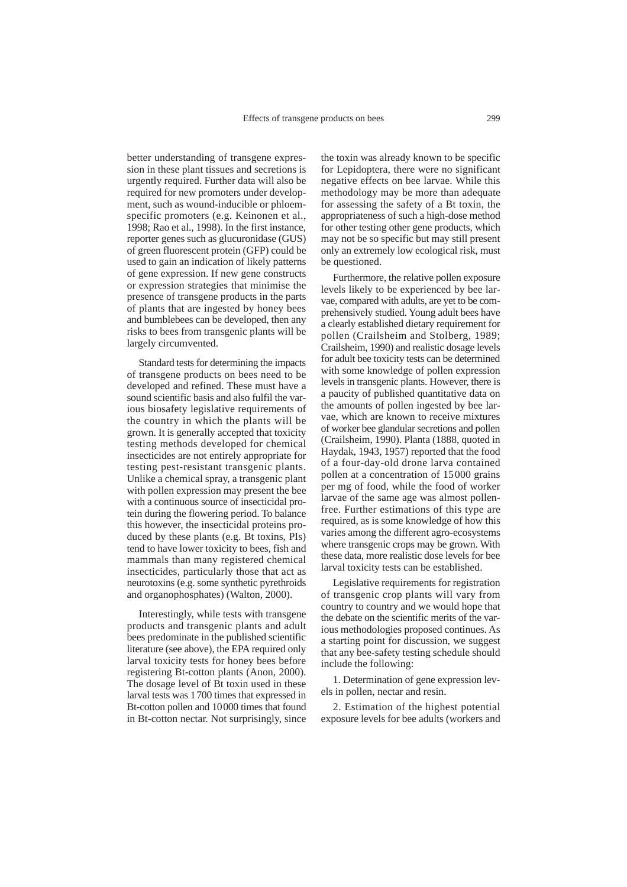better understanding of transgene expression in these plant tissues and secretions is urgently required. Further data will also be required for new promoters under development, such as wound-inducible or phloem-specific promoters (e.g. Keinonen et al., 1998; Rao et al., 1998). In the first instance, reporter genes such as glucuronidase (GUS) of green fluorescent protein (GFP) could be used to gain an indication of likely patterns of gene expression. If new gene constructs or expression strategies that minimise the presence of transgene products in the parts of plants that are ingested by honey bees and bumblebees can be developed, then any risks to bees from transgenic plants will be largely circumvented.

Standard tests for determining the impacts of transgene products on bees need to be developed and refined. These must have a sound scientific basis and also fulfil the various biosafety legislative requirements of the country in which the plants will be grown. It is generally accepted that toxicity testing methods developed for chemical insecticides are not entirely appropriate for testing pest-resistant transgenic plants. Unlike a chemical spray, a transgenic plant with pollen expression may present the bee with a continuous source of insecticidal protein during the flowering period. To balance this however, the insecticidal proteins produced by these plants (e.g. Bt toxins, PIs) tend to have lower toxicity to bees, fish and mammals than many registered chemical insecticides, particularly those that act as neurotoxins (e.g. some synthetic pyrethroids and organophosphates) (Walton, 2000).

Interestingly, while tests with transgene products and transgenic plants and adult bees predominate in the published scientific literature (see above), the EPA required only larval toxicity tests for honey bees before registering Bt-cotton plants (Anon, 2000). The dosage level of Bt toxin used in these larval tests was 1700 times that expressed in Bt-cotton pollen and 10000 times that found in Bt-cotton nectar. Not surprisingly, since the toxin was already known to be specific for Lepidoptera, there were no significant negative effects on bee larvae. While this methodology may be more than adequate for assessing the safety of a Bt toxin, the appropriateness of such a high-dose method for other testing other gene products, which may not be so specific but may still present only an extremely low ecological risk, must be questioned.

Furthermore, the relative pollen exposure levels likely to be experienced by bee larvae, compared with adults, are yet to be comprehensively studied. Young adult bees have a clearly established dietary requirement for pollen (Crailsheim and Stolberg, 1989; Crailsheim, 1990) and realistic dosage levels for adult bee toxicity tests can be determined with some knowledge of pollen expression levels in transgenic plants. However, there is a paucity of published quantitative data on the amounts of pollen ingested by bee larvae, which are known to receive mixtures of worker bee glandular secretions and pollen (Crailsheim, 1990). Planta (1888, quoted in Haydak, 1943, 1957) reported that the food of a four-day-old drone larva contained pollen at a concentration of 15000 grains per mg of food, while the food of worker larvae of the same age was almost pollen-free. Further estimations of this type are required, as is some knowledge of how this varies among the different agro-ecosystems where transgenic crops may be grown. With these data, more realistic dose levels for bee larval toxicity tests can be established.

Legislative requirements for registration of transgenic crop plants will vary from country to country and we would hope that the debate on the scientific merits of the various methodologies proposed continues. As a starting point for discussion, we suggest that any bee-safety testing schedule should include the following:

1. Determination of gene expression levels in pollen, nectar and resin.

2. Estimation of the highest potential exposure levels for bee adults (workers and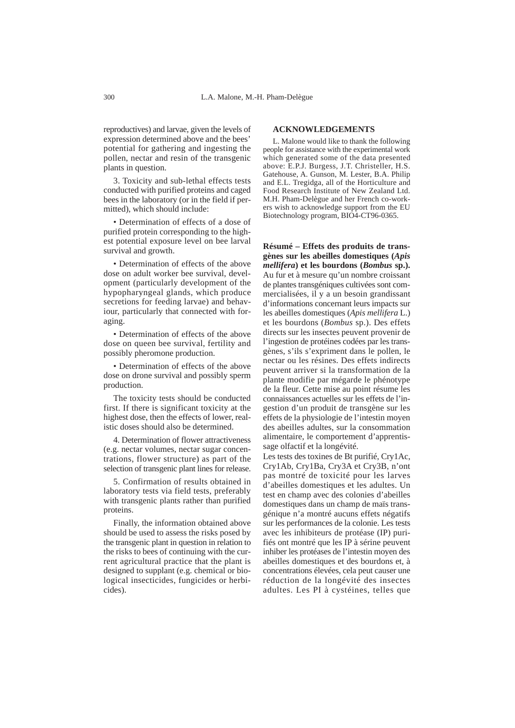reproductives) and larvae, given the levels of expression determined above and the bees' potential for gathering and ingesting the pollen, nectar and resin of the transgenic plants in question.

3. Toxicity and sub-lethal effects tests conducted with purified proteins and caged bees in the laboratory (or in the field if permitted), which should include:

• Determination of effects of a dose of purified protein corresponding to the highest potential exposure level on bee larval survival and growth.

• Determination of effects of the above dose on adult worker bee survival, development (particularly development of the hypopharyngeal glands, which produce secretions for feeding larvae) and behaviour, particularly that connected with foraging.

• Determination of effects of the above dose on queen bee survival, fertility and possibly pheromone production.

• Determination of effects of the above dose on drone survival and possibly sperm production.

The toxicity tests should be conducted first. If there is significant toxicity at the highest dose, then the effects of lower, realistic doses should also be determined.

4. Determination of flower attractiveness (e.g. nectar volumes, nectar sugar concentrations, flower structure) as part of the selection of transgenic plant lines for release.

5. Confirmation of results obtained in laboratory tests via field tests, preferably with transgenic plants rather than purified proteins.

Finally, the information obtained above should be used to assess the risks posed by the transgenic plant in question in relation to the risks to bees of continuing with the current agricultural practice that the plant is designed to supplant (e.g. chemical or biological insecticides, fungicides or herbicides).

## ACKNOWLEDGEMENTS

L. Malone would like to thank the following people for assistance with the experimental work which generated some of the data presented above: E.P.J. Burgess, J.T. Christeller, H.S. Gatehouse, A. Gunson, M. Lester, B.A. Philip and E.L. Tregidga, all of the Horticulture and Food Research Institute of New Zealand Ltd. M.H. Pham-Delègue and her French co-workers wish to acknowledge support from the EU Biotechnology program, BIO4-CT96-0365.

**Résumé – Effets des produits de transgènes sur les abeilles domestiques (*Apis mellifera*) et les bourdons (*Bombus* sp.).** Au fur et à mesure qu'un nombre croissant de plantes transgéniques cultivées sont commercialisées, il y a un besoin grandissant d'informations concernant leurs impacts sur les abeilles domestiques (*Apis mellifera* L.) et les bourdons (*Bombus* sp.). Des effets directs sur les insectes peuvent provenir de l'ingestion de protéines codées par les transgènes, s'ils s'expriment dans le pollen, le nectar ou les résines. Des effets indirects peuvent arriver si la transformation de la plante modifie par mégarde le phénotype de la fleur. Cette mise au point résume les connaissances actuelles sur les effets de l'ingestion d'un produit de transgène sur les effets de la physiologie de l'intestin moyen des abeilles adultes, sur la consommation alimentaire, le comportement d'apprentissage olfactif et la longévité.

Les tests des toxines de Bt purifié, Cry1Ac, Cry1Ab, Cry1Ba, Cry3A et Cry3B, n'ont pas montré de toxicité pour les larves d'abeilles domestiques et les adultes. Un test en champ avec des colonies d'abeilles domestiques dans un champ de maïs transgénique n'a montré aucuns effets négatifs sur les performances de la colonie. Les tests avec les inhibiteurs de protéase (IP) purifiés ont montré que les IP à sérine peuvent inhiber les protéases de l'intestin moyen des abeilles domestiques et des bourdons et, à concentrations élevées, cela peut causer une réduction de la longévité des insectes adultes. Les PI à cystéines, telles que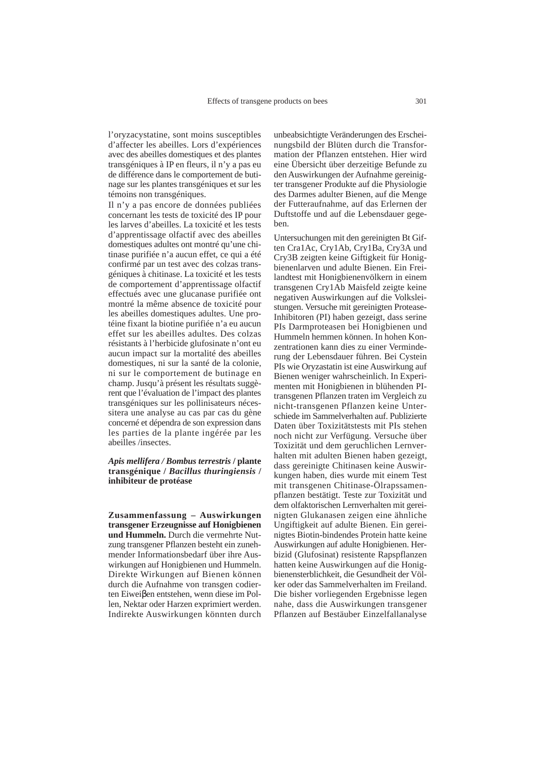l'oryzacystatine, sont moins susceptibles d'affecter les abeilles. Lors d'expériences avec des abeilles domestiques et des plantes transgéniques à IP en fleurs, il n'y a pas eu de différence dans le comportement de butinage sur les plantes transgéniques et sur les témoins non transgéniques.

Il n'y a pas encore de données publiées concernant les tests de toxicité des IP pour les larves d'abeilles. La toxicité et les tests d'apprentissage olfactif avec des abeilles domestiques adultes ont montré qu'une chitinase purifiée n'a aucun effet, ce qui a été confirmé par un test avec des colzas transgéniques à chitinase. La toxicité et les tests de comportement d'apprentissage olfactif effectués avec une glucanase purifiée ont montré la même absence de toxicité pour les abeilles domestiques adultes. Une protéine fixant la biotine purifiée n'a eu aucun effet sur les abeilles adultes. Des colzas résistants à l'herbicide glufosinate n'ont eu aucun impact sur la mortalité des abeilles domestiques, ni sur la santé de la colonie, ni sur le comportement de butinage en champ. Jusqu'à présent les résultats suggèrent que l'évaluation de l'impact des plantes transgéniques sur les pollinisateurs nécessitera une analyse au cas par cas du gène concerné et dépendra de son expression dans les parties de la plante ingérée par les abeilles /insectes.

***Apis mellifera / Bombus terrestris* / plante transgénique / *Bacillus thuringiensis* / inhibiteur de protéase**

**Zusammenfassung – Auswirkungen transgener Erzeugnisse auf Honigbienen und Hummeln.** Durch die vermehrte Nutzung transgener Pflanzen besteht ein zunehmender Informationsbedarf über ihre Auswirkungen auf Honigbienen und Hummeln. Direkte Wirkungen auf Bienen können durch die Aufnahme von transgen codierten Eiweiβen entstehen, wenn diese im Pollen, Nektar oder Harzen exprimiert werden. Indirekte Auswirkungen könnten durch unbeabsichtigte Veränderungen des Erscheinungsbild der Blüten durch die Transformation der Pflanzen entstehen. Hier wird eine Übersicht über derzeitige Befunde zu den Auswirkungen der Aufnahme gereinigter transgener Produkte auf die Physiologie des Darmes adulter Bienen, auf die Menge der Futteraufnahme, auf das Erlernen der Duftstoffe und auf die Lebensdauer gegeben.

Untersuchungen mit den gereinigten Bt Giften Cra1Ac, Cry1Ab, Cry1Ba, Cry3A und Cry3B zeigten keine Giftigkeit für Honigbienenlarven und adulte Bienen. Ein Freilandtest mit Honigbienenvölkern in einem transgenen Cry1Ab Maisfeld zeigte keine negativen Auswirkungen auf die Volksleistungen. Versuche mit gereinigten Protease-Inhibitoren (PI) haben gezeigt, dass serine PIs Darmproteasen bei Honigbienen und Hummeln hemmen können. In hohen Konzentrationen kann dies zu einer Verminderung der Lebensdauer führen. Bei Cystein PIs wie Oryzastatin ist eine Auswirkung auf Bienen weniger wahrscheinlich. In Experimenten mit Honigbienen in blühenden PI-transgenen Pflanzen traten im Vergleich zu nicht-transgenen Pflanzen keine Unterschiede im Sammelverhalten auf. Publizierte Daten über Toxizitätstests mit PIs stehen noch nicht zur Verfügung. Versuche über Toxizität und dem geruchlichen Lernverhalten mit adulten Bienen haben gezeigt, dass gereinigte Chitinasen keine Auswirkungen haben, dies wurde mit einem Test mit transgenen Chitinase-Ölrapssamenpflanzen bestätigt. Teste zur Toxizität und dem olfaktorischen Lernverhalten mit gereinigten Glukanasen zeigen eine ähnliche Ungiftigkeit auf adulte Bienen. Ein gereinigtes Biotin-bindendes Protein hatte keine Auswirkungen auf adulte Honigbienen. Herbizid (Glufosinat) resistente Rapspflanzen hatten keine Auswirkungen auf die Honigbienensterblichkeit, die Gesundheit der Völker oder das Sammelverhalten im Freiland. Die bisher vorliegenden Ergebnisse legen nahe, dass die Auswirkungen transgener Pflanzen auf Bestäuber Einzelfallanalyse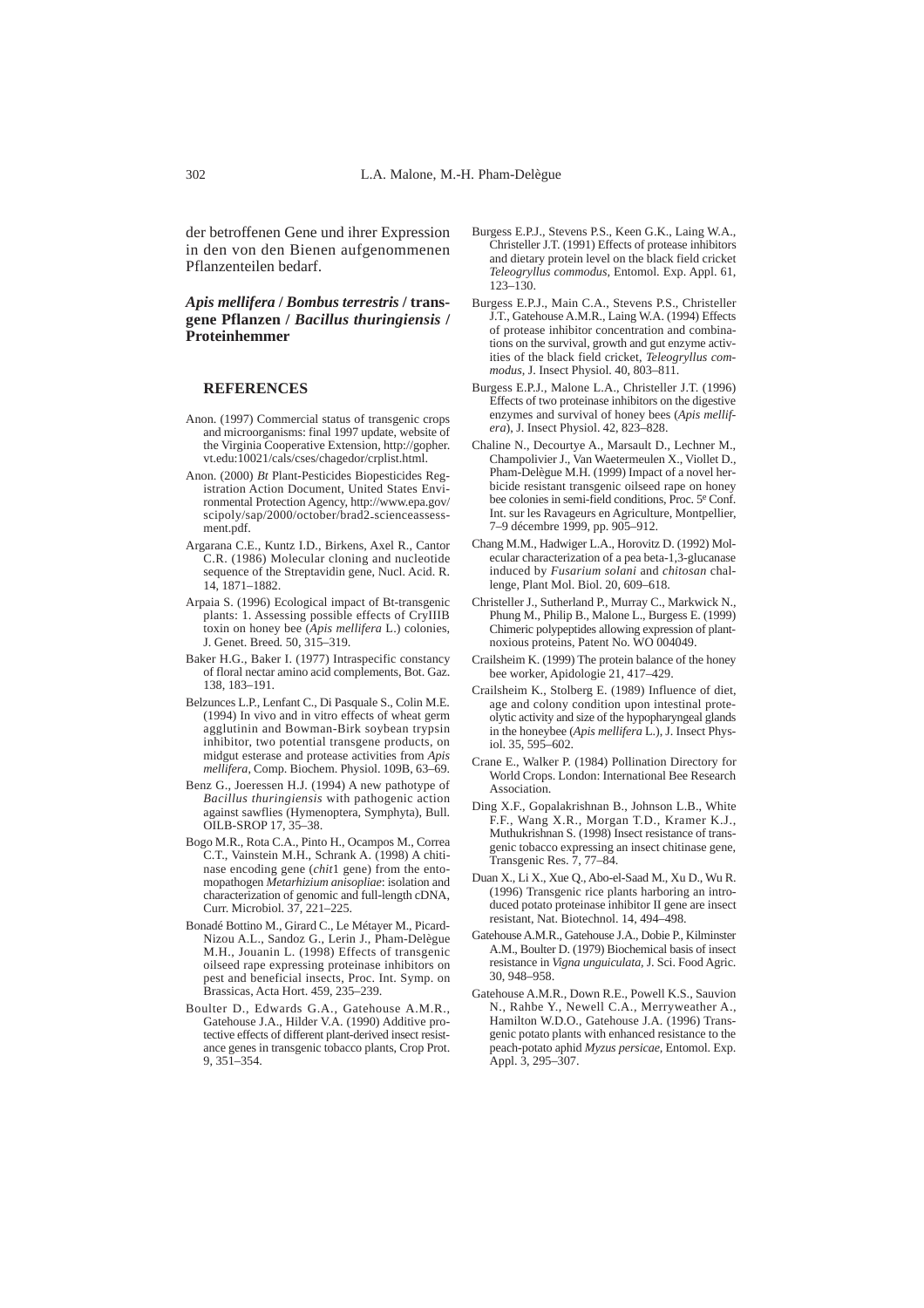der betroffenen Gene und ihrer Expression in den von den Bienen aufgenommenen Pflanzenteilen bedarf.

***Apis mellifera* / *Bombus terrestris* / transgene Pflanzen / *Bacillus thuringiensis* / Proteinhemmer**

## REFERENCES

Anon. (1997) Commercial status of transgenic crops and microorganisms: final 1997 update, website of the Virginia Cooperative Extension, http://gopher.vt.edu:10021/cals/cses/chagedor/crplist.html.

Anon. (2000) *Bt* Plant-Pesticides Biopesticides Registration Action Document, United States Environmental Protection Agency, http://www.epa.gov/scipoly/sap/2000/october/brad2-scienceassessment.pdf.

Argarana C.E., Kuntz I.D., Birkens, Axel R., Cantor C.R. (1986) Molecular cloning and nucleotide sequence of the Streptavidin gene, Nucl. Acid. R. 14, 1871–1882.

Arpaia S. (1996) Ecological impact of Bt-transgenic plants: 1. Assessing possible effects of CryIIIB toxin on honey bee (*Apis mellifera* L.) colonies, J. Genet. Breed. 50, 315–319.

Baker H.G., Baker I. (1977) Intraspecific constancy of floral nectar amino acid complements, Bot. Gaz. 138, 183–191.

Belzunces L.P., Lenfant C., Di Pasquale S., Colin M.E. (1994) In vivo and in vitro effects of wheat germ agglutinin and Bowman-Birk soybean trypsin inhibitor, two potential transgene products, on midgut esterase and protease activities from *Apis mellifera*, Comp. Biochem. Physiol. 109B, 63–69.

Benz G., Joeressen H.J. (1994) A new pathotype of *Bacillus thuringiensis* with pathogenic action against sawflies (Hymenoptera, Symphyta), Bull. OILB-SROP 17, 35–38.

Bogo M.R., Rota C.A., Pinto H., Ocampos M., Correa C.T., Vainstein M.H., Schrank A. (1998) A chitinase encoding gene (*chit*1 gene) from the entomopathogen *Metarhizium anisopliae*: isolation and characterization of genomic and full-length cDNA, Curr. Microbiol. 37, 221–225.

Bonadé Bottino M., Girard C., Le Métayer M., Picard-Nizou A.L., Sandoz G., Lerin J., Pham-Delègue M.H., Jouanin L. (1998) Effects of transgenic oilseed rape expressing proteinase inhibitors on pest and beneficial insects, Proc. Int. Symp. on Brassicas, Acta Hort. 459, 235–239.

Boulter D., Edwards G.A., Gatehouse A.M.R., Gatehouse J.A., Hilder V.A. (1990) Additive protective effects of different plant-derived insect resistance genes in transgenic tobacco plants, Crop Prot. 9, 351–354.

Burgess E.P.J., Stevens P.S., Keen G.K., Laing W.A., Christeller J.T. (1991) Effects of protease inhibitors and dietary protein level on the black field cricket *Teleogryllus commodus*, Entomol. Exp. Appl. 61, 123–130.

Burgess E.P.J., Main C.A., Stevens P.S., Christeller J.T., Gatehouse A.M.R., Laing W.A. (1994) Effects of protease inhibitor concentration and combinations on the survival, growth and gut enzyme activities of the black field cricket, *Teleogryllus commodus*, J. Insect Physiol. 40, 803–811.

Burgess E.P.J., Malone L.A., Christeller J.T. (1996) Effects of two proteinase inhibitors on the digestive enzymes and survival of honey bees (*Apis mellifera*), J. Insect Physiol. 42, 823–828.

Chaline N., Decourtye A., Marsault D., Lechner M., Champolivier J., Van Waetermeulen X., Viollet D., Pham-Delègue M.H. (1999) Impact of a novel herbicide resistant transgenic oilseed rape on honey bee colonies in semi-field conditions, Proc. 5e Conf. Int. sur les Ravageurs en Agriculture, Montpellier, 7–9 décembre 1999, pp. 905–912.

Chang M.M., Hadwiger L.A., Horovitz D. (1992) Molecular characterization of a pea beta-1,3-glucanase induced by *Fusarium solani* and *chitosan* challenge, Plant Mol. Biol. 20, 609–618.

Christeller J., Sutherland P., Murray C., Markwick N., Phung M., Philip B., Malone L., Burgess E. (1999) Chimeric polypeptides allowing expression of plant-noxious proteins, Patent No. WO 004049.

Crailsheim K. (1999) The protein balance of the honey bee worker, Apidologie 21, 417–429.

Crailsheim K., Stolberg E. (1989) Influence of diet, age and colony condition upon intestinal proteolytic activity and size of the hypopharyngeal glands in the honeybee (*Apis mellifera* L.), J. Insect Physiol. 35, 595–602.

Crane E., Walker P. (1984) Pollination Directory for World Crops. London: International Bee Research Association.

Ding X.F., Gopalakrishnan B., Johnson L.B., White F.F., Wang X.R., Morgan T.D., Kramer K.J., Muthukrishnan S. (1998) Insect resistance of transgenic tobacco expressing an insect chitinase gene, Transgenic Res. 7, 77–84.

Duan X., Li X., Xue Q., Abo-el-Saad M., Xu D., Wu R. (1996) Transgenic rice plants harboring an introduced potato proteinase inhibitor II gene are insect resistant, Nat. Biotechnol. 14, 494–498.

Gatehouse A.M.R., Gatehouse J.A., Dobie P., Kilminster A.M., Boulter D. (1979) Biochemical basis of insect resistance in *Vigna unguiculata*, J. Sci. Food Agric. 30, 948–958.

Gatehouse A.M.R., Down R.E., Powell K.S., Sauvion N., Rahbe Y., Newell C.A., Merryweather A., Hamilton W.D.O., Gatehouse J.A. (1996) Transgenic potato plants with enhanced resistance to the peach-potato aphid *Myzus persicae*, Entomol. Exp. Appl. 3, 295–307.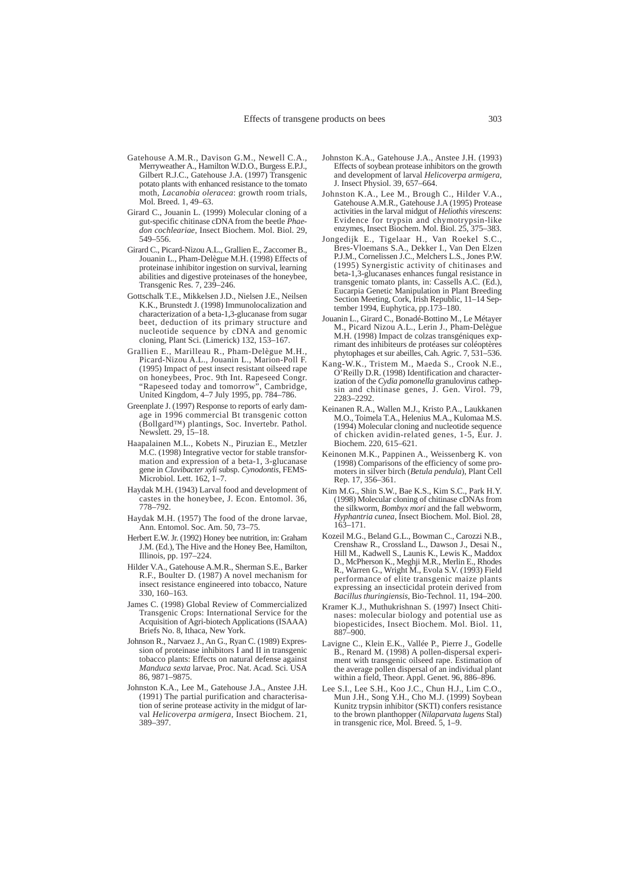Gatehouse A.M.R., Davison G.M., Newell C.A., Merryweather A., Hamilton W.D.O., Burgess E.P.J., Gilbert R.J.C., Gatehouse J.A. (1997) Transgenic potato plants with enhanced resistance to the tomato moth, *Lacanobia oleracea*: growth room trials, Mol. Breed. 1, 49–63.

Girard C., Jouanin L. (1999) Molecular cloning of a gut-specific chitinase cDNA from the beetle *Phaedon cochleariae*, Insect Biochem. Mol. Biol. 29, 549–556.

Girard C., Picard-Nizou A.L., Grallien E., Zaccomer B., Jouanin L., Pham-Delègue M.H. (1998) Effects of proteinase inhibitor ingestion on survival, learning abilities and digestive proteinases of the honeybee, Transgenic Res. 7, 239–246.

Gottschalk T.E., Mikkelsen J.D., Nielsen J.E., Neilsen K.K., Brunstedt J. (1998) Immunolocalization and characterization of a beta-1,3-glucanase from sugar beet, deduction of its primary structure and nucleotide sequence by cDNA and genomic cloning, Plant Sci. (Limerick) 132, 153–167.

Grallien E., Marilleau R., Pham-Delègue M.H., Picard-Nizou A.L., Jouanin L., Marion-Poll F. (1995) Impact of pest insect resistant oilseed rape on honeybees, Proc. 9th Int. Rapeseed Congr. "Rapeseed today and tomorrow", Cambridge, United Kingdom, 4–7 July 1995, pp. 784–786.

Greenplate J. (1997) Response to reports of early damage in 1996 commercial Bt transgenic cotton (Bollgard™) plantings, Soc. Invertebr. Pathol. Newslett. 29, 15–18.

Haapalainen M.L., Kobets N., Piruzian E., Metzler M.C. (1998) Integrative vector for stable transformation and expression of a beta-1, 3-glucanase gene in *Clavibacter xyli* subsp. *Cynodontis*, FEMS-Microbiol. Lett. 162, 1–7.

Haydak M.H. (1943) Larval food and development of castes in the honeybee, J. Econ. Entomol. 36, 778–792.

Haydak M.H. (1957) The food of the drone larvae, Ann. Entomol. Soc. Am. 50, 73–75.

Herbert E.W. Jr. (1992) Honey bee nutrition, in: Graham J.M. (Ed.), The Hive and the Honey Bee, Hamilton, Illinois, pp. 197–224.

Hilder V.A., Gatehouse A.M.R., Sherman S.E., Barker R.F., Boulter D. (1987) A novel mechanism for insect resistance engineered into tobacco, Nature 330, 160–163.

James C. (1998) Global Review of Commercialized Transgenic Crops: International Service for the Acquisition of Agri-biotech Applications (ISAAA) Briefs No. 8, Ithaca, New York.

Johnson R., Narvaez J., An G., Ryan C. (1989) Expression of proteinase inhibitors I and II in transgenic tobacco plants: Effects on natural defense against *Manduca sexta* larvae, Proc. Nat. Acad. Sci. USA 86, 9871–9875.

Johnston K.A., Lee M., Gatehouse J.A., Anstee J.H. (1991) The partial purification and characterisation of serine protease activity in the midgut of larval *Helicoverpa armigera*, Insect Biochem. 21, 389–397.

Johnston K.A., Gatehouse J.A., Anstee J.H. (1993) Effects of soybean protease inhibitors on the growth and development of larval *Helicoverpa armigera*, J. Insect Physiol. 39, 657–664.

Johnston K.A., Lee M., Brough C., Hilder V.A., Gatehouse A.M.R., Gatehouse J.A (1995) Protease activities in the larval midgut of *Heliothis virescens*: Evidence for trypsin and chymotrypsin-like enzymes, Insect Biochem. Mol. Biol. 25, 375–383.

Jongedijk E., Tigelaar H., Van Roekel S.C., Bres-Vloemans S.A., Dekker I., Van Den Elzen P.J.M., Cornelissen J.C., Melchers L.S., Jones P.W. (1995) Synergistic activity of chitinases and beta-1,3-glucanases enhances fungal resistance in transgenic tomato plants, in: Cassells A.C. (Ed.), Eucarpia Genetic Manipulation in Plant Breeding Section Meeting, Cork, Irish Republic, 11–14 September 1994, Euphytica, pp.173–180.

Jouanin L., Girard C., Bonadé-Bottino M., Le Métayer M., Picard Nizou A.L., Lerin J., Pham-Delègue M.H. (1998) Impact de colzas transgéniques exprimant des inhibiteurs de protéases sur coléoptères phytophages et sur abeilles, Cah. Agric. 7, 531–536.

Kang-W.K., Tristem M., Maeda S., Crook N.E., O'Reilly D.R. (1998) Identification and characterization of the *Cydia pomonella* granulovirus cathepsin and chitinase genes, J. Gen. Virol. 79, 2283–2292.

Keinanen R.A., Wallen M.J., Kristo P.A., Laukkanen M.O., Toimela T.A., Helenius M.A., Kulomaa M.S. (1994) Molecular cloning and nucleotide sequence of chicken avidin-related genes, 1-5, Eur. J. Biochem. 220, 615–621.

Keinonen M.K., Pappinen A., Weissenberg K. von (1998) Comparisons of the efficiency of some promoters in silver birch (*Betula pendula*), Plant Cell Rep. 17, 356–361.

Kim M.G., Shin S.W., Bae K.S., Kim S.C., Park H.Y. (1998) Molecular cloning of chitinase cDNAs from the silkworm, *Bombyx mori* and the fall webworm, *Hyphantria cunea*, Insect Biochem. Mol. Biol. 28, 163–171.

Kozeil M.G., Beland G.L., Bowman C., Carozzi N.B., Crenshaw R., Crossland L., Dawson J., Desai N., Hill M., Kadwell S., Launis K., Lewis K., Maddox D., McPherson K., Meghji M.R., Merlin E., Rhodes R., Warren G., Wright M., Evola S.V. (1993) Field performance of elite transgenic maize plants expressing an insecticidal protein derived from *Bacillus thuringiensis*, Bio-Technol. 11, 194–200.

Kramer K.J., Muthukrishnan S. (1997) Insect Chitinases: molecular biology and potential use as biopesticides, Insect Biochem. Mol. Biol. 11, 887–900.

Lavigne C., Klein E.K., Vallée P., Pierre J., Godelle B., Renard M. (1998) A pollen-dispersal experiment with transgenic oilseed rape. Estimation of the average pollen dispersal of an individual plant within a field, Theor. Appl. Genet. 96, 886–896.

Lee S.I., Lee S.H., Koo J.C., Chun H.J., Lim C.O., Mun J.H., Song Y.H., Cho M.J. (1999) Soybean Kunitz trypsin inhibitor (SKTI) confers resistance to the brown planthopper (*Nilaparvata lugens* Stal) in transgenic rice, Mol. Breed. 5, 1–9.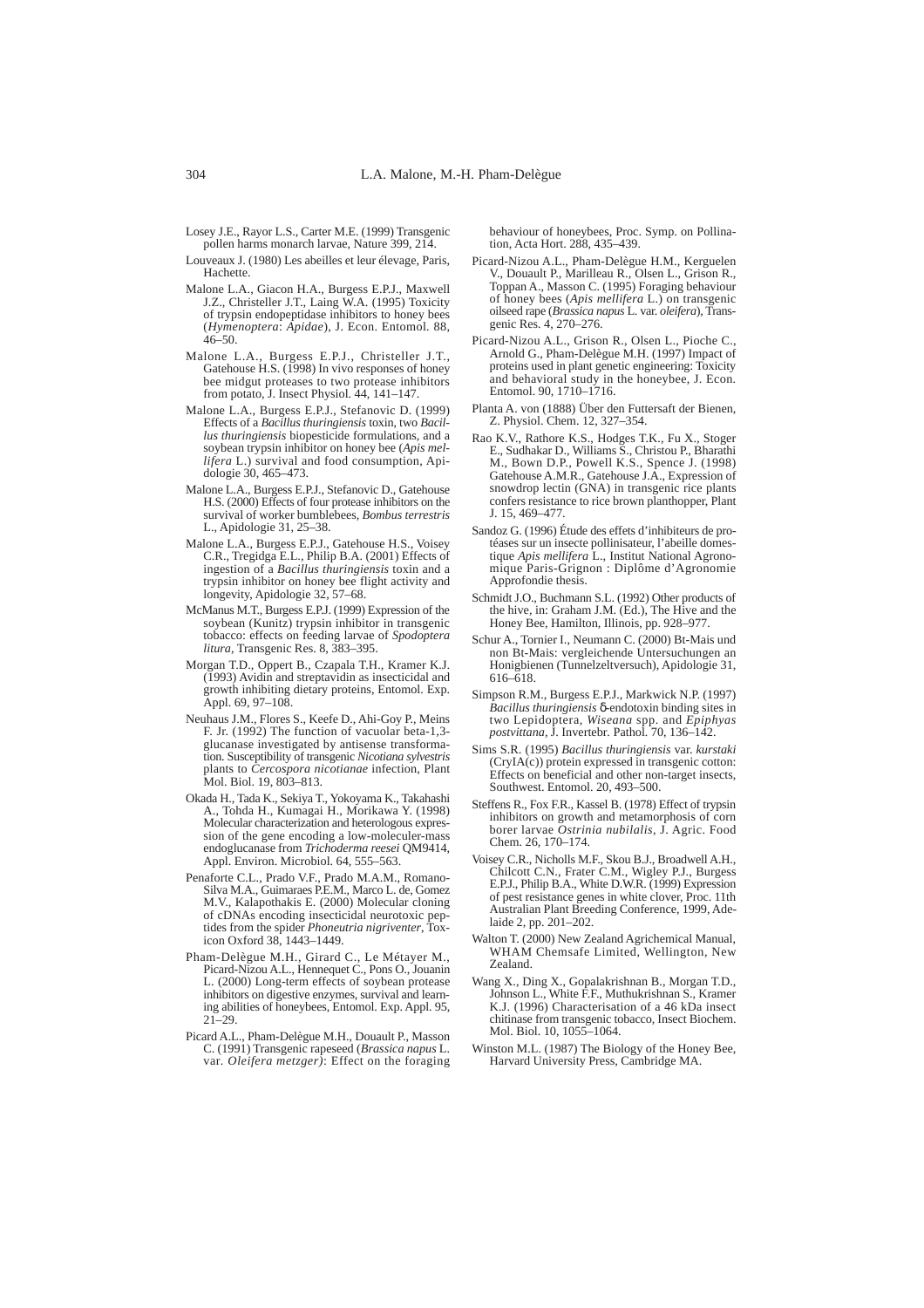Losey J.E., Rayor L.S., Carter M.E. (1999) Transgenic pollen harms monarch larvae, Nature 399, 214.

Louveaux J. (1980) Les abeilles et leur élevage, Paris, Hachette.

Malone L.A., Giacon H.A., Burgess E.P.J., Maxwell J.Z., Christeller J.T., Laing W.A. (1995) Toxicity of trypsin endopeptidase inhibitors to honey bees (*Hymenoptera*: *Apidae*), J. Econ. Entomol. 88, 46–50.

Malone L.A., Burgess E.P.J., Christeller J.T., Gatehouse H.S. (1998) In vivo responses of honey bee midgut proteases to two protease inhibitors from potato, J. Insect Physiol. 44, 141–147.

Malone L.A., Burgess E.P.J., Stefanovic D. (1999) Effects of a *Bacillus thuringiensis* toxin, two *Bacillus thuringiensis* biopesticide formulations, and a soybean trypsin inhibitor on honey bee (*Apis mellifera* L.) survival and food consumption, Apidologie 30, 465–473.

Malone L.A., Burgess E.P.J., Stefanovic D., Gatehouse H.S. (2000) Effects of four protease inhibitors on the survival of worker bumblebees, *Bombus terrestris* L., Apidologie 31, 25–38.

Malone L.A., Burgess E.P.J., Gatehouse H.S., Voisey C.R., Tregidga E.L., Philip B.A. (2001) Effects of ingestion of a *Bacillus thuringiensis* toxin and a trypsin inhibitor on honey bee flight activity and longevity, Apidologie 32, 57–68.

McManus M.T., Burgess E.P.J. (1999) Expression of the soybean (Kunitz) trypsin inhibitor in transgenic tobacco: effects on feeding larvae of *Spodoptera litura*, Transgenic Res. 8, 383–395.

Morgan T.D., Oppert B., Czapala T.H., Kramer K.J. (1993) Avidin and streptavidin as insecticidal and growth inhibiting dietary proteins, Entomol. Exp. Appl. 69, 97–108.

Neuhaus J.M., Flores S., Keefe D., Ahi-Goy P., Meins F. Jr. (1992) The function of vacuolar beta-1,3-glucanase investigated by antisense transformation. Susceptibility of transgenic *Nicotiana sylvestris* plants to *Cercospora nicotianae* infection, Plant Mol. Biol. 19, 803–813.

Okada H., Tada K., Sekiya T., Yokoyama K., Takahashi A., Tohda H., Kumagai H., Morikawa Y. (1998) Molecular characterization and heterologous expression of the gene encoding a low-moleculer-mass endoglucanase from *Trichoderma reesei* QM9414, Appl. Environ. Microbiol. 64, 555–563.

Penaforte C.L., Prado V.F., Prado M.A.M., Romano-Silva M.A., Guimaraes P.E.M., Marco L. de, Gomez M.V., Kalapothakis E. (2000) Molecular cloning of cDNAs encoding insecticidal neurotoxic peptides from the spider *Phoneutria nigriventer*, Toxicon Oxford 38, 1443–1449.

Pham-Delègue M.H., Girard C., Le Métayer M., Picard-Nizou A.L., Hennequet C., Pons O., Jouanin L. (2000) Long-term effects of soybean protease inhibitors on digestive enzymes, survival and learning abilities of honeybees, Entomol. Exp. Appl. 95, 21–29.

Picard A.L., Pham-Delègue M.H., Douault P., Masson C. (1991) Transgenic rapeseed (*Brassica napus* L. var. *Oleifera metzger)*: Effect on the foraging behaviour of honeybees, Proc. Symp. on Pollination, Acta Hort. 288, 435–439.

Picard-Nizou A.L., Pham-Delègue H.M., Kerguelen V., Douault P., Marilleau R., Olsen L., Grison R., Toppan A., Masson C. (1995) Foraging behaviour of honey bees (*Apis mellifera* L.) on transgenic oilseed rape (*Brassica napus* L. var. *oleifera*), Transgenic Res. 4, 270–276.

Picard-Nizou A.L., Grison R., Olsen L., Pioche C., Arnold G., Pham-Delègue M.H. (1997) Impact of proteins used in plant genetic engineering: Toxicity and behavioral study in the honeybee, J. Econ. Entomol. 90, 1710–1716.

Planta A. von (1888) Über den Futtersaft der Bienen, Z. Physiol. Chem. 12, 327–354.

Rao K.V., Rathore K.S., Hodges T.K., Fu X., Stoger E., Sudhakar D., Williams S., Christou P., Bharathi M., Bown D.P., Powell K.S., Spence J. (1998) Gatehouse A.M.R., Gatehouse J.A., Expression of snowdrop lectin (GNA) in transgenic rice plants confers resistance to rice brown planthopper, Plant J. 15, 469–477.

Sandoz G. (1996) Étude des effets d'inhibiteurs de protéases sur un insecte pollinisateur, l'abeille domestique *Apis mellifera* L., Institut National Agronomique Paris-Grignon : Diplôme d'Agronomie Approfondie thesis.

Schmidt J.O., Buchmann S.L. (1992) Other products of the hive, in: Graham J.M. (Ed.), The Hive and the Honey Bee, Hamilton, Illinois, pp. 928–977.

Schur A., Tornier I., Neumann C. (2000) Bt-Mais und non Bt-Mais: vergleichende Untersuchungen an Honigbienen (Tunnelzeltversuch), Apidologie 31, 616–618.

Simpson R.M., Burgess E.P.J., Markwick N.P. (1997) *Bacillus thuringiensis* δ-endotoxin binding sites in two Lepidoptera, *Wiseana* spp. and *Epiphyas postvittana*, J. Invertebr. Pathol. 70, 136–142.

Sims S.R. (1995) *Bacillus thuringiensis* var. *kurstaki* (CryIA(c)) protein expressed in transgenic cotton: Effects on beneficial and other non-target insects, Southwest. Entomol. 20, 493–500.

Steffens R., Fox F.R., Kassel B. (1978) Effect of trypsin inhibitors on growth and metamorphosis of corn borer larvae *Ostrinia nubilalis*, J. Agric. Food Chem. 26, 170–174.

Voisey C.R., Nicholls M.F., Skou B.J., Broadwell A.H., Chilcott C.N., Frater C.M., Wigley P.J., Burgess E.P.J., Philip B.A., White D.W.R. (1999) Expression of pest resistance genes in white clover, Proc. 11th Australian Plant Breeding Conference, 1999, Adelaide 2, pp. 201–202.

Walton T. (2000) New Zealand Agrichemical Manual, WHAM Chemsafe Limited, Wellington, New Zealand.

Wang X., Ding X., Gopalakrishnan B., Morgan T.D., Johnson L., White F.F., Muthukrishnan S., Kramer K.J. (1996) Characterisation of a 46 kDa insect chitinase from transgenic tobacco, Insect Biochem. Mol. Biol. 10, 1055–1064.

Winston M.L. (1987) The Biology of the Honey Bee, Harvard University Press, Cambridge MA.